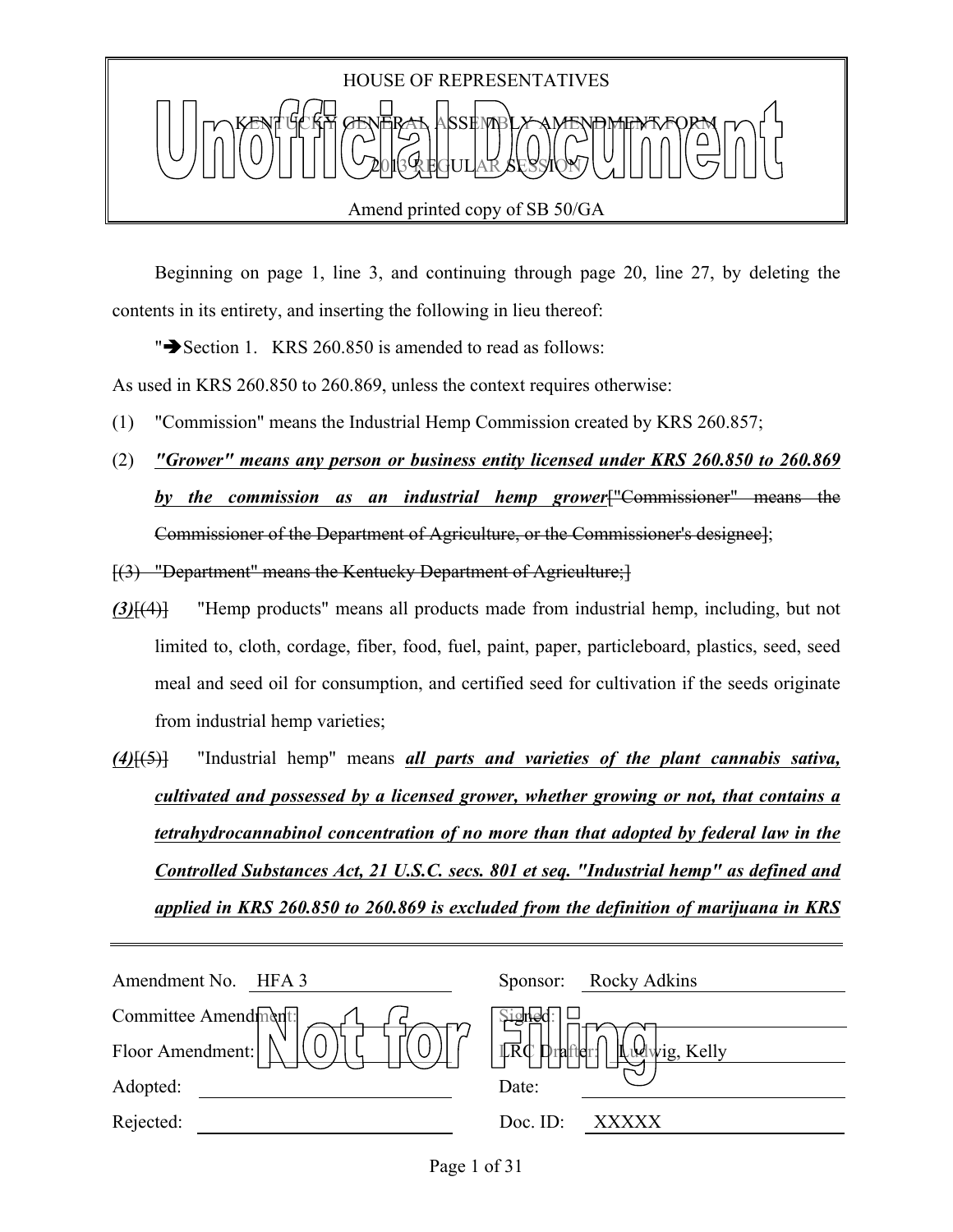HOUSE OF REPRESENTATIVES

KENTUCKY GENERAL ASSEMBLY AMENDMENT FORM

2013 REGULAR SESSION

Amend printed copy of SB 50/GA

Unofficial Document

Beginning on page 1, line 3, and continuing through page 20, line 27, by deleting the contents in its entirety, and inserting the following in lieu thereof:

"➔Section 1. KRS 260.850 is amended to read as follows:

As used in KRS 260.850 to 260.869, unless the context requires otherwise:

(1) "Commission" means the Industrial Hemp Commission created by KRS 260.857;

(2) ***"Grower" means any person or business entity licensed under KRS 260.850 to 260.869 by the commission as an industrial hemp grower***[~~"Commissioner" means the Commissioner of the Department of Agriculture, or the Commissioner's designee~~];

[~~(3) "Department" means the Kentucky Department of Agriculture;~~]

***(3)***[~~(4)~~] "Hemp products" means all products made from industrial hemp, including, but not limited to, cloth, cordage, fiber, food, fuel, paint, paper, particleboard, plastics, seed, seed meal and seed oil for consumption, and certified seed for cultivation if the seeds originate from industrial hemp varieties;

***(4)***[~~(5)~~] "Industrial hemp" means ***all parts and varieties of the plant cannabis sativa, cultivated and possessed by a licensed grower, whether growing or not, that contains a tetrahydrocannabinol concentration of no more than that adopted by federal law in the Controlled Substances Act, 21 U.S.C. secs. 801 et seq. "Industrial hemp" as defined and applied in KRS 260.850 to 260.869 is excluded from the definition of marijuana in KRS***

| | | | |
|---|---|---|---|
| Amendment No. | HFA 3 | Sponsor: | Rocky Adkins |
| Committee Amendment: | | Signed: | |
| Floor Amendment: | | LRC Drafter: | Ludwig, Kelly |
| Adopted: | | Date: | |
| Rejected: | | Doc. ID: | XXXXX |

Not for Filing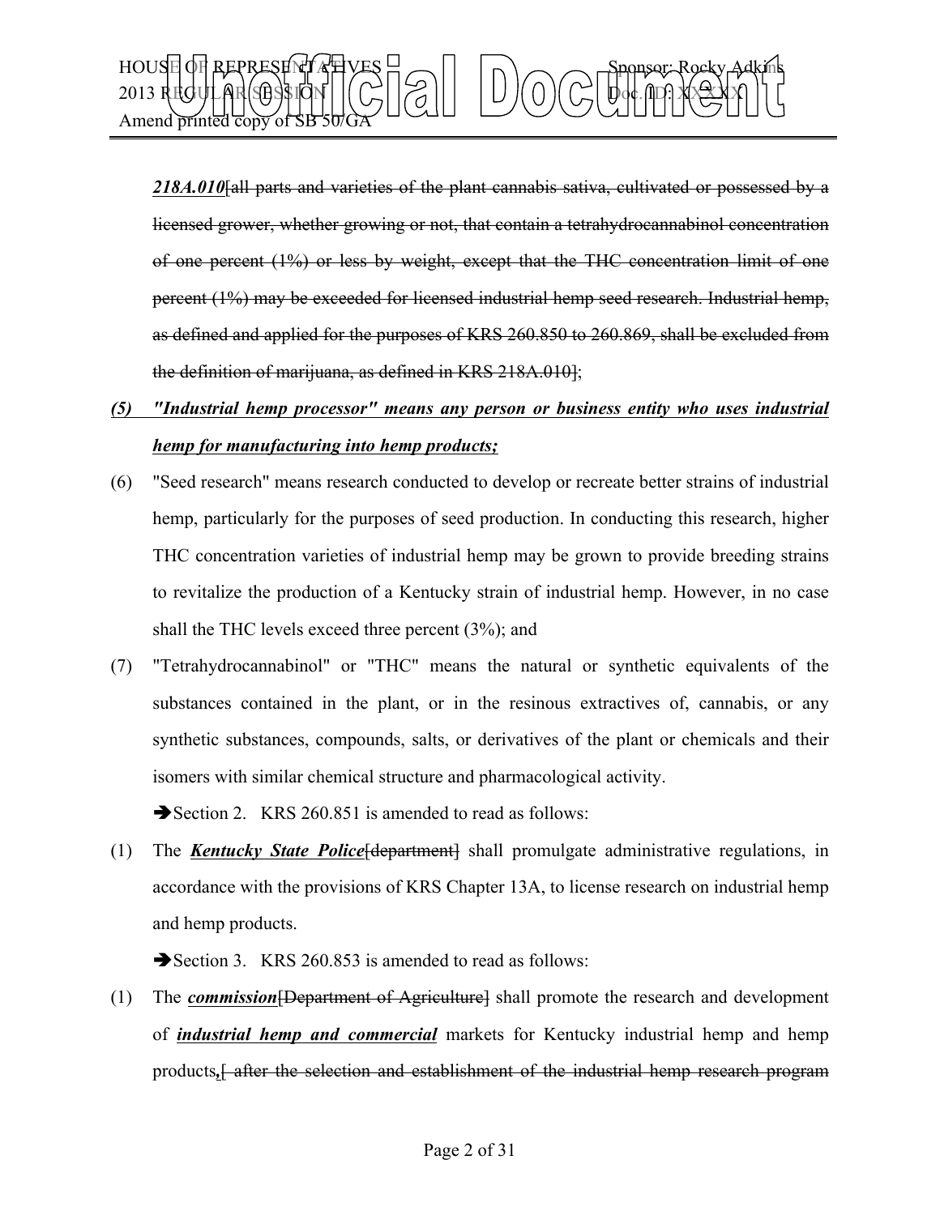***218A.010***[~~all parts and varieties of the plant cannabis sativa, cultivated or possessed by a licensed grower, whether growing or not, that contain a tetrahydrocannabinol concentration of one percent (1%) or less by weight, except that the THC concentration limit of one percent (1%) may be exceeded for licensed industrial hemp seed research. Industrial hemp, as defined and applied for the purposes of KRS 260.850 to 260.869, shall be excluded from the definition of marijuana, as defined in KRS 218A.010~~];

***(5) "Industrial hemp processor" means any person or business entity who uses industrial hemp for manufacturing into hemp products;***

(6) "Seed research" means research conducted to develop or recreate better strains of industrial hemp, particularly for the purposes of seed production. In conducting this research, higher THC concentration varieties of industrial hemp may be grown to provide breeding strains to revitalize the production of a Kentucky strain of industrial hemp. However, in no case shall the THC levels exceed three percent (3%); and

(7) "Tetrahydrocannabinol" or "THC" means the natural or synthetic equivalents of the substances contained in the plant, or in the resinous extractives of, cannabis, or any synthetic substances, compounds, salts, or derivatives of the plant or chemicals and their isomers with similar chemical structure and pharmacological activity.

➔Section 2. KRS 260.851 is amended to read as follows:

(1) The ***Kentucky State Police***[~~department~~] shall promulgate administrative regulations, in accordance with the provisions of KRS Chapter 13A, to license research on industrial hemp and hemp products.

➔Section 3. KRS 260.853 is amended to read as follows:

(1) The ***commission***[~~Department of Agriculture~~] shall promote the research and development of ***industrial hemp and commercial*** markets for Kentucky industrial hemp and hemp products***,***[~~after the selection and establishment of the industrial hemp research program~~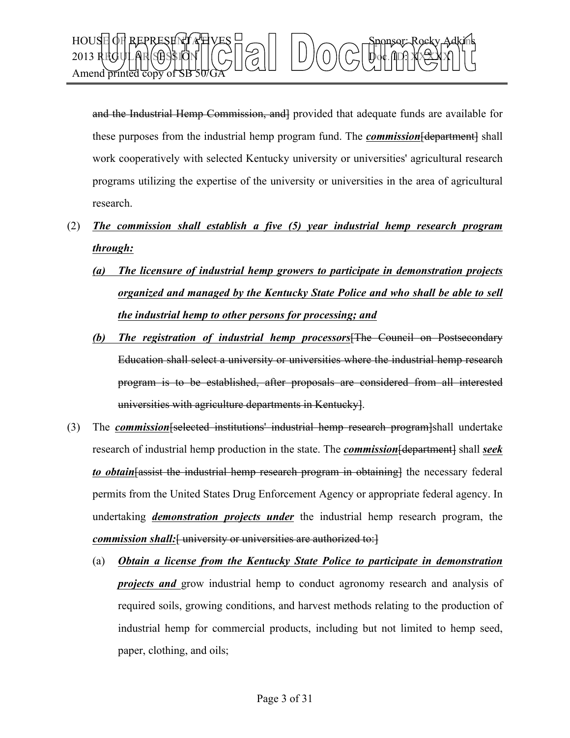~~and the Industrial Hemp Commission, and]~~ provided that adequate funds are available for these purposes from the industrial hemp program fund. The ***commission***~~[department]~~ shall work cooperatively with selected Kentucky university or universities' agricultural research programs utilizing the expertise of the university or universities in the area of agricultural research.

(2) ***The commission shall establish a five (5) year industrial hemp research program through:***

(a) ***The licensure of industrial hemp growers to participate in demonstration projects organized and managed by the Kentucky State Police and who shall be able to sell the industrial hemp to other persons for processing; and***

(b) ***The registration of industrial hemp processors***~~[The Council on Postsecondary Education shall select a university or universities where the industrial hemp research program is to be established, after proposals are considered from all interested universities with agriculture departments in Kentucky]~~.

(3) The ***commission***~~[selected institutions' industrial hemp research program]~~shall undertake research of industrial hemp production in the state. The ***commission***~~[department]~~ shall ***seek to obtain***~~[assist the industrial hemp research program in obtaining]~~ the necessary federal permits from the United States Drug Enforcement Agency or appropriate federal agency. In undertaking ***demonstration projects under*** the industrial hemp research program, the ***commission shall:***~~[ university or universities are authorized to:]~~

(a) ***Obtain a license from the Kentucky State Police to participate in demonstration projects and*** grow industrial hemp to conduct agronomy research and analysis of required soils, growing conditions, and harvest methods relating to the production of industrial hemp for commercial products, including but not limited to hemp seed, paper, clothing, and oils;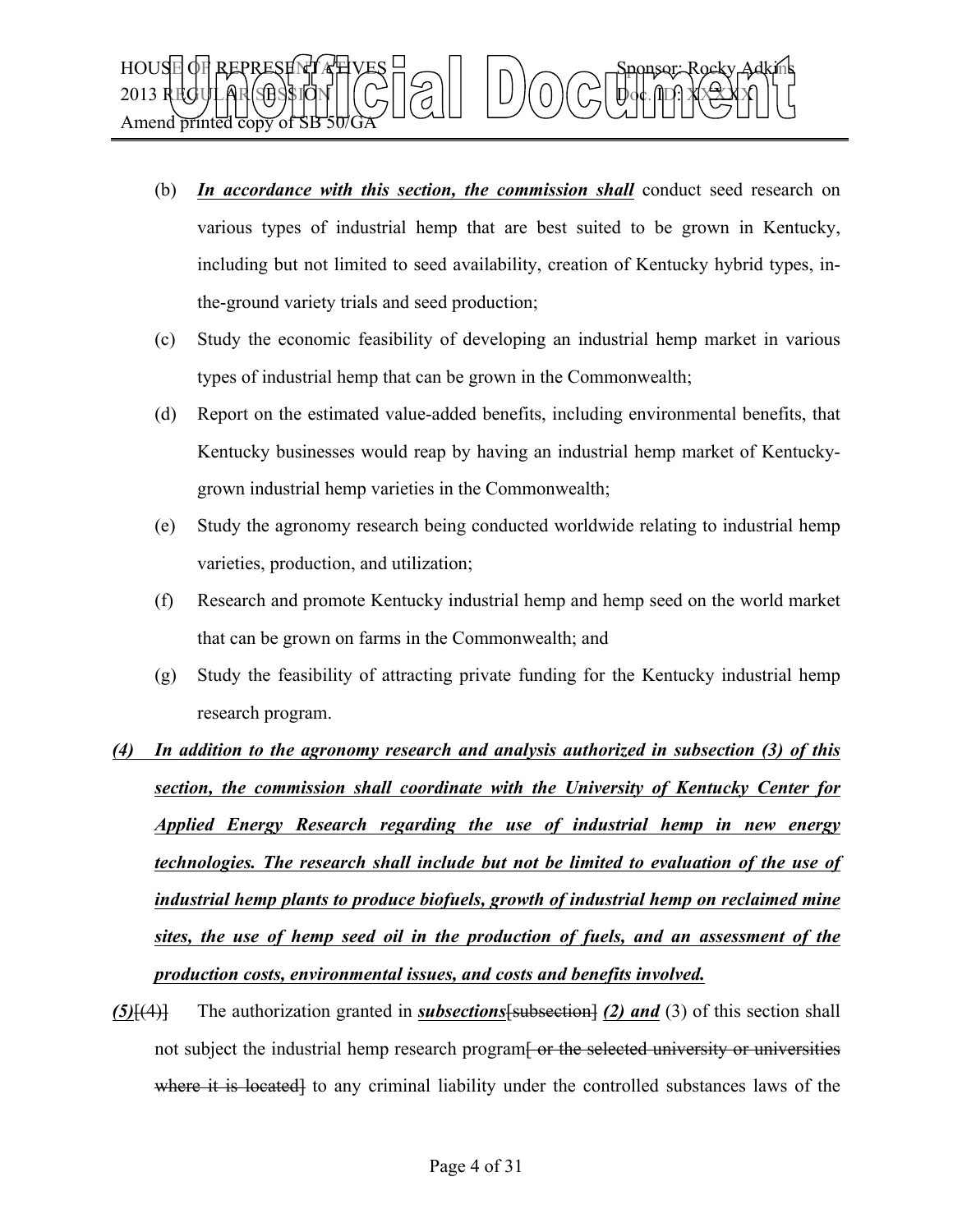(b) ***In accordance with this section, the commission shall*** conduct seed research on various types of industrial hemp that are best suited to be grown in Kentucky, including but not limited to seed availability, creation of Kentucky hybrid types, in-the-ground variety trials and seed production;

(c) Study the economic feasibility of developing an industrial hemp market in various types of industrial hemp that can be grown in the Commonwealth;

(d) Report on the estimated value-added benefits, including environmental benefits, that Kentucky businesses would reap by having an industrial hemp market of Kentucky-grown industrial hemp varieties in the Commonwealth;

(e) Study the agronomy research being conducted worldwide relating to industrial hemp varieties, production, and utilization;

(f) Research and promote Kentucky industrial hemp and hemp seed on the world market that can be grown on farms in the Commonwealth; and

(g) Study the feasibility of attracting private funding for the Kentucky industrial hemp research program.

***(4) In addition to the agronomy research and analysis authorized in subsection (3) of this section, the commission shall coordinate with the University of Kentucky Center for Applied Energy Research regarding the use of industrial hemp in new energy technologies. The research shall include but not be limited to evaluation of the use of industrial hemp plants to produce biofuels, growth of industrial hemp on reclaimed mine sites, the use of hemp seed oil in the production of fuels, and an assessment of the production costs, environmental issues, and costs and benefits involved.***

***(5)***~~[(4)]~~ The authorization granted in ***subsections***~~[subsection]~~ ***(2) and*** (3) of this section shall not subject the industrial hemp research program~~[ or the selected university or universities where it is located]~~ to any criminal liability under the controlled substances laws of the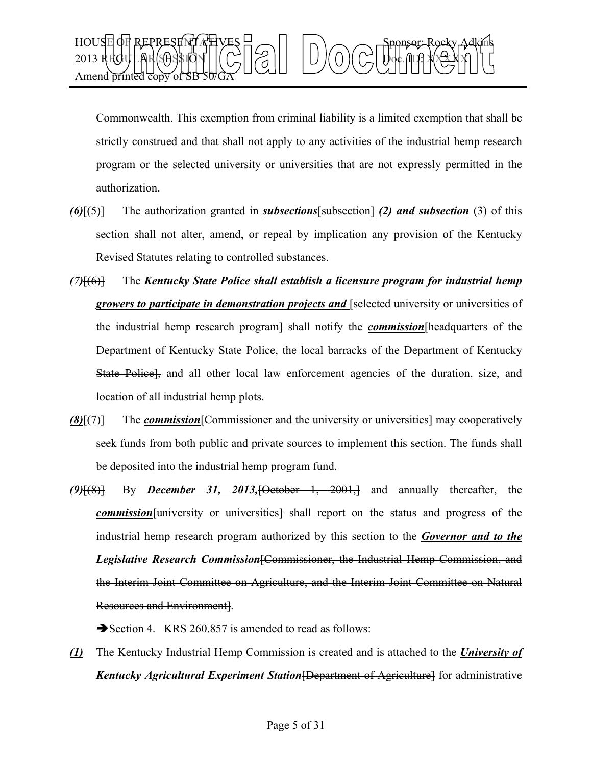Commonwealth. This exemption from criminal liability is a limited exemption that shall be strictly construed and that shall not apply to any activities of the industrial hemp research program or the selected university or universities that are not expressly permitted in the authorization.

***(6)***~~[(5)]~~ The authorization granted in ***subsections***~~[subsection]~~ ***(2) and subsection*** (3) of this section shall not alter, amend, or repeal by implication any provision of the Kentucky Revised Statutes relating to controlled substances.

***(7)***~~[(6)]~~ The ***Kentucky State Police shall establish a licensure program for industrial hemp growers to participate in demonstration projects and*** ~~[selected university or universities of the industrial hemp research program]~~ shall notify the ***commission***~~[headquarters of the Department of Kentucky State Police, the local barracks of the Department of Kentucky State Police]~~, and all other local law enforcement agencies of the duration, size, and location of all industrial hemp plots.

***(8)***~~[(7)]~~ The ***commission***~~[Commissioner and the university or universities]~~ may cooperatively seek funds from both public and private sources to implement this section. The funds shall be deposited into the industrial hemp program fund.

***(9)***~~[(8)]~~ By ***December 31, 2013,***~~[October 1, 2001,]~~ and annually thereafter, the ***commission***~~[university or universities]~~ shall report on the status and progress of the industrial hemp research program authorized by this section to the ***Governor and to the Legislative Research Commission***~~[Commissioner, the Industrial Hemp Commission, and the Interim Joint Committee on Agriculture, and the Interim Joint Committee on Natural Resources and Environment]~~.

➔Section 4. KRS 260.857 is amended to read as follows:

***(1)*** The Kentucky Industrial Hemp Commission is created and is attached to the ***University of Kentucky Agricultural Experiment Station***~~[Department of Agriculture]~~ for administrative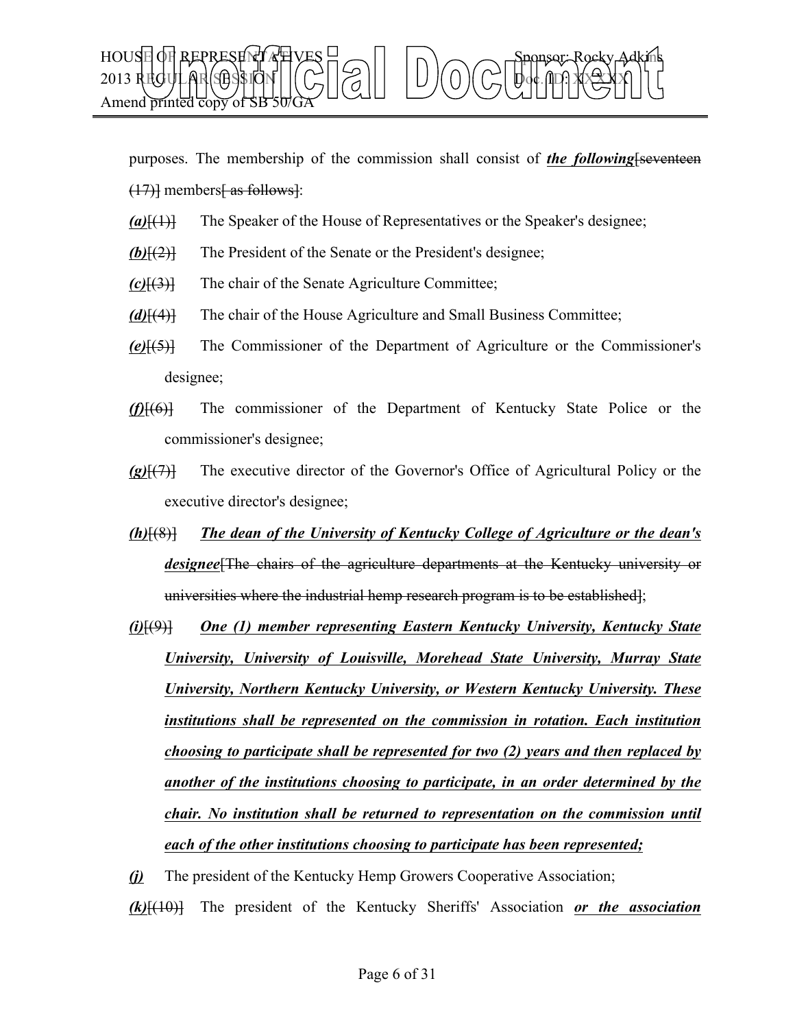purposes. The membership of the commission shall consist of ***the following***[~~seventeen (17)~~] members[~~ as follows~~]:

***(a)***[~~(1)~~] The Speaker of the House of Representatives or the Speaker's designee;

***(b)***[~~(2)~~] The President of the Senate or the President's designee;

***(c)***[~~(3)~~] The chair of the Senate Agriculture Committee;

***(d)***[~~(4)~~] The chair of the House Agriculture and Small Business Committee;

***(e)***[~~(5)~~] The Commissioner of the Department of Agriculture or the Commissioner's designee;

***(f)***[~~(6)~~] The commissioner of the Department of Kentucky State Police or the commissioner's designee;

***(g)***[~~(7)~~] The executive director of the Governor's Office of Agricultural Policy or the executive director's designee;

***(h)***[~~(8)~~] ***The dean of the University of Kentucky College of Agriculture or the dean's designee***[~~The chairs of the agriculture departments at the Kentucky university or universities where the industrial hemp research program is to be established~~];

***(i)***[~~(9)~~] ***One (1) member representing Eastern Kentucky University, Kentucky State University, University of Louisville, Morehead State University, Murray State University, Northern Kentucky University, or Western Kentucky University. These institutions shall be represented on the commission in rotation. Each institution choosing to participate shall be represented for two (2) years and then replaced by another of the institutions choosing to participate, in an order determined by the chair. No institution shall be returned to representation on the commission until each of the other institutions choosing to participate has been represented;***

***(j)*** The president of the Kentucky Hemp Growers Cooperative Association;

***(k)***[~~(10)~~] The president of the Kentucky Sheriffs' Association ***or the association***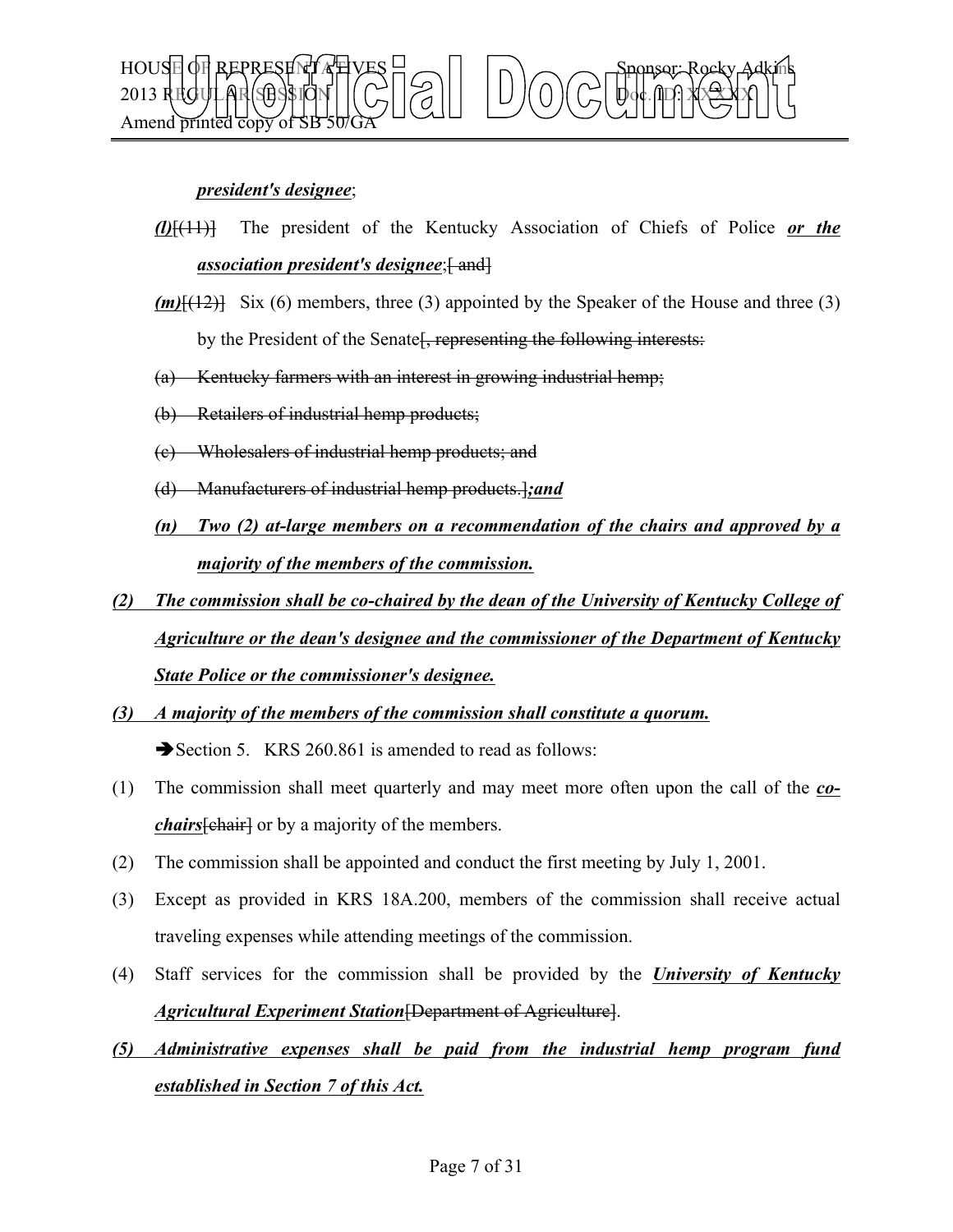*president's designee*;

(l)[(11)] The president of the Kentucky Association of Chiefs of Police ***or the association president's designee***;[ and]

***(m)***[(12)] Six (6) members, three (3) appointed by the Speaker of the House and three (3) by the President of the Senate[, representing the following interests:

(a) Kentucky farmers with an interest in growing industrial hemp;

(b) Retailers of industrial hemp products;

(c) Wholesalers of industrial hemp products; and

(d) Manufacturers of industrial hemp products.]***;and***

***(n) Two (2) at-large members on a recommendation of the chairs and approved by a majority of the members of the commission.***

***(2) The commission shall be co-chaired by the dean of the University of Kentucky College of Agriculture or the dean's designee and the commissioner of the Department of Kentucky State Police or the commissioner's designee.***

***(3) A majority of the members of the commission shall constitute a quorum.***

➔Section 5. KRS 260.861 is amended to read as follows:

(1) The commission shall meet quarterly and may meet more often upon the call of the ***co-chairs***[chair] or by a majority of the members.

(2) The commission shall be appointed and conduct the first meeting by July 1, 2001.

(3) Except as provided in KRS 18A.200, members of the commission shall receive actual traveling expenses while attending meetings of the commission.

(4) Staff services for the commission shall be provided by the ***University of Kentucky Agricultural Experiment Station***[Department of Agriculture].

***(5) Administrative expenses shall be paid from the industrial hemp program fund established in Section 7 of this Act.***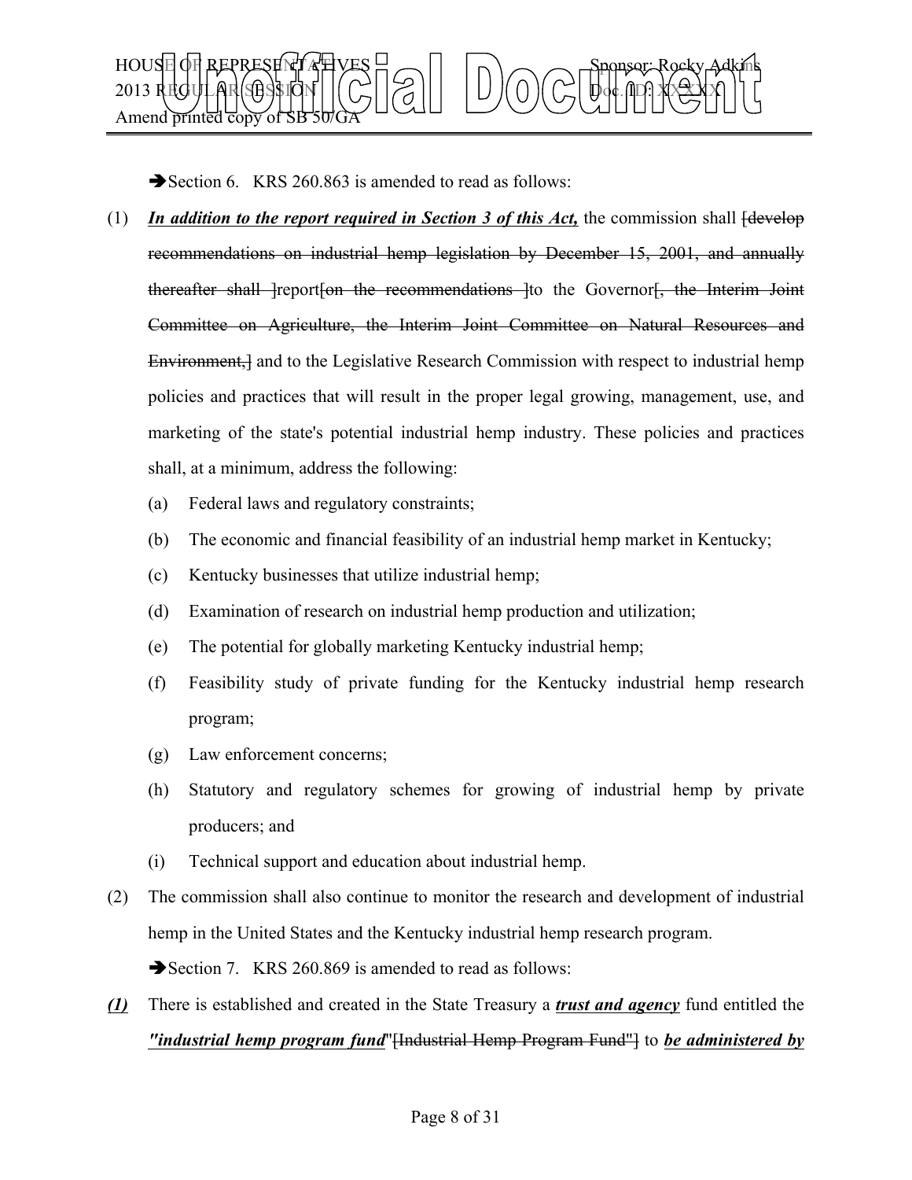➔Section 6. KRS 260.863 is amended to read as follows:

(1) ***In addition to the report required in Section 3 of this Act,*** the commission shall ~~[develop recommendations on industrial hemp legislation by December 15, 2001, and annually thereafter shall ]~~report~~[on the recommendations ]~~to the Governor~~[, the Interim Joint Committee on Agriculture, the Interim Joint Committee on Natural Resources and Environment,]~~ and to the Legislative Research Commission with respect to industrial hemp policies and practices that will result in the proper legal growing, management, use, and marketing of the state's potential industrial hemp industry. These policies and practices shall, at a minimum, address the following:

   (a) Federal laws and regulatory constraints;

   (b) The economic and financial feasibility of an industrial hemp market in Kentucky;

   (c) Kentucky businesses that utilize industrial hemp;

   (d) Examination of research on industrial hemp production and utilization;

   (e) The potential for globally marketing Kentucky industrial hemp;

   (f) Feasibility study of private funding for the Kentucky industrial hemp research program;

   (g) Law enforcement concerns;

   (h) Statutory and regulatory schemes for growing of industrial hemp by private producers; and

   (i) Technical support and education about industrial hemp.

(2) The commission shall also continue to monitor the research and development of industrial hemp in the United States and the Kentucky industrial hemp research program.

➔Section 7. KRS 260.869 is amended to read as follows:

***(1)*** There is established and created in the State Treasury a ***trust and agency*** fund entitled the ***"industrial hemp program fund***"~~[Industrial Hemp Program Fund"]~~ to ***be administered by***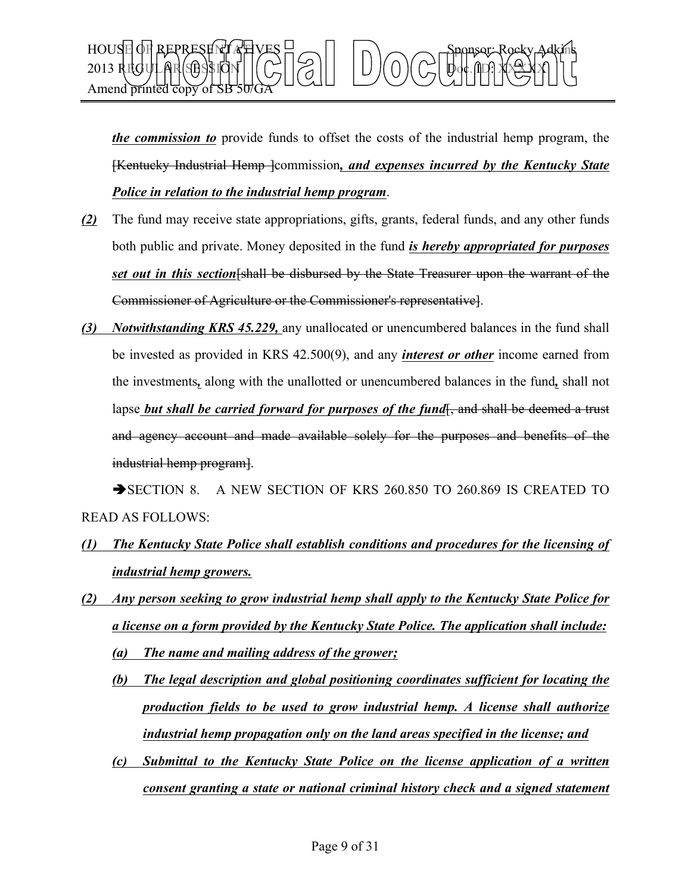***the commission to*** provide funds to offset the costs of the industrial hemp program, the [Kentucky Industrial Hemp ]commission***, and expenses incurred by the Kentucky State Police in relation to the industrial hemp program***.

***(2)*** The fund may receive state appropriations, gifts, grants, federal funds, and any other funds both public and private. Money deposited in the fund ***is hereby appropriated for purposes set out in this section***[shall be disbursed by the State Treasurer upon the warrant of the Commissioner of Agriculture or the Commissioner's representative].

***(3) Notwithstanding KRS 45.229,*** any unallocated or unencumbered balances in the fund shall be invested as provided in KRS 42.500(9), and any ***interest or other*** income earned from the investments***,*** along with the unallotted or unencumbered balances in the fund***,*** shall not lapse ***but shall be carried forward for purposes of the fund***[, and shall be deemed a trust and agency account and made available solely for the purposes and benefits of the industrial hemp program].

➔SECTION 8. A NEW SECTION OF KRS 260.850 TO 260.869 IS CREATED TO READ AS FOLLOWS:

***(1) The Kentucky State Police shall establish conditions and procedures for the licensing of industrial hemp growers.***

***(2) Any person seeking to grow industrial hemp shall apply to the Kentucky State Police for a license on a form provided by the Kentucky State Police. The application shall include:***

***(a) The name and mailing address of the grower;***

***(b) The legal description and global positioning coordinates sufficient for locating the production fields to be used to grow industrial hemp. A license shall authorize industrial hemp propagation only on the land areas specified in the license; and***

***(c) Submittal to the Kentucky State Police on the license application of a written consent granting a state or national criminal history check and a signed statement***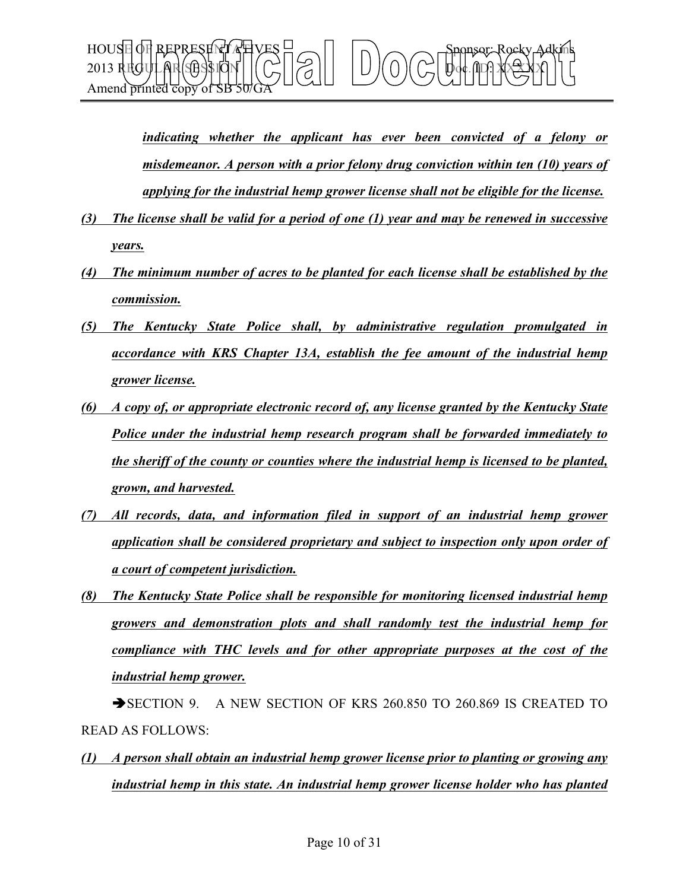*indicating whether the applicant has ever been convicted of a felony or misdemeanor. A person with a prior felony drug conviction within ten (10) years of applying for the industrial hemp grower license shall not be eligible for the license.*

*(3) The license shall be valid for a period of one (1) year and may be renewed in successive years.*

*(4) The minimum number of acres to be planted for each license shall be established by the commission.*

*(5) The Kentucky State Police shall, by administrative regulation promulgated in accordance with KRS Chapter 13A, establish the fee amount of the industrial hemp grower license.*

*(6) A copy of, or appropriate electronic record of, any license granted by the Kentucky State Police under the industrial hemp research program shall be forwarded immediately to the sheriff of the county or counties where the industrial hemp is licensed to be planted, grown, and harvested.*

*(7) All records, data, and information filed in support of an industrial hemp grower application shall be considered proprietary and subject to inspection only upon order of a court of competent jurisdiction.*

*(8) The Kentucky State Police shall be responsible for monitoring licensed industrial hemp growers and demonstration plots and shall randomly test the industrial hemp for compliance with THC levels and for other appropriate purposes at the cost of the industrial hemp grower.*

➔SECTION 9. A NEW SECTION OF KRS 260.850 TO 260.869 IS CREATED TO READ AS FOLLOWS:

*(1) A person shall obtain an industrial hemp grower license prior to planting or growing any industrial hemp in this state. An industrial hemp grower license holder who has planted*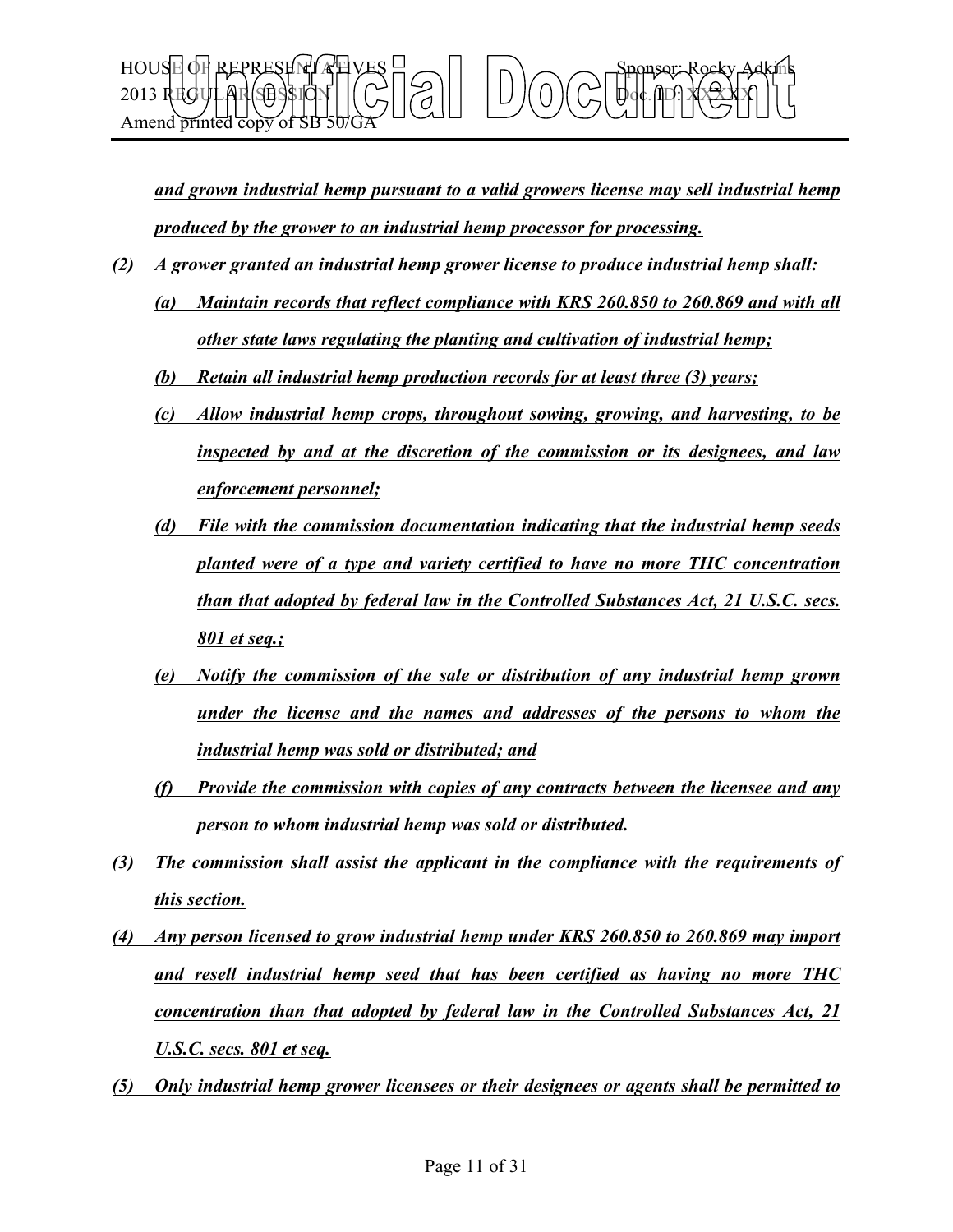***and grown industrial hemp pursuant to a valid growers license may sell industrial hemp produced by the grower to an industrial hemp processor for processing.***

***(2) A grower granted an industrial hemp grower license to produce industrial hemp shall:***

***(a) Maintain records that reflect compliance with KRS 260.850 to 260.869 and with all other state laws regulating the planting and cultivation of industrial hemp;***

***(b) Retain all industrial hemp production records for at least three (3) years;***

***(c) Allow industrial hemp crops, throughout sowing, growing, and harvesting, to be inspected by and at the discretion of the commission or its designees, and law enforcement personnel;***

***(d) File with the commission documentation indicating that the industrial hemp seeds planted were of a type and variety certified to have no more THC concentration than that adopted by federal law in the Controlled Substances Act, 21 U.S.C. secs. 801 et seq.;***

***(e) Notify the commission of the sale or distribution of any industrial hemp grown under the license and the names and addresses of the persons to whom the industrial hemp was sold or distributed; and***

***(f) Provide the commission with copies of any contracts between the licensee and any person to whom industrial hemp was sold or distributed.***

***(3) The commission shall assist the applicant in the compliance with the requirements of this section.***

***(4) Any person licensed to grow industrial hemp under KRS 260.850 to 260.869 may import and resell industrial hemp seed that has been certified as having no more THC concentration than that adopted by federal law in the Controlled Substances Act, 21 U.S.C. secs. 801 et seq.***

***(5) Only industrial hemp grower licensees or their designees or agents shall be permitted to***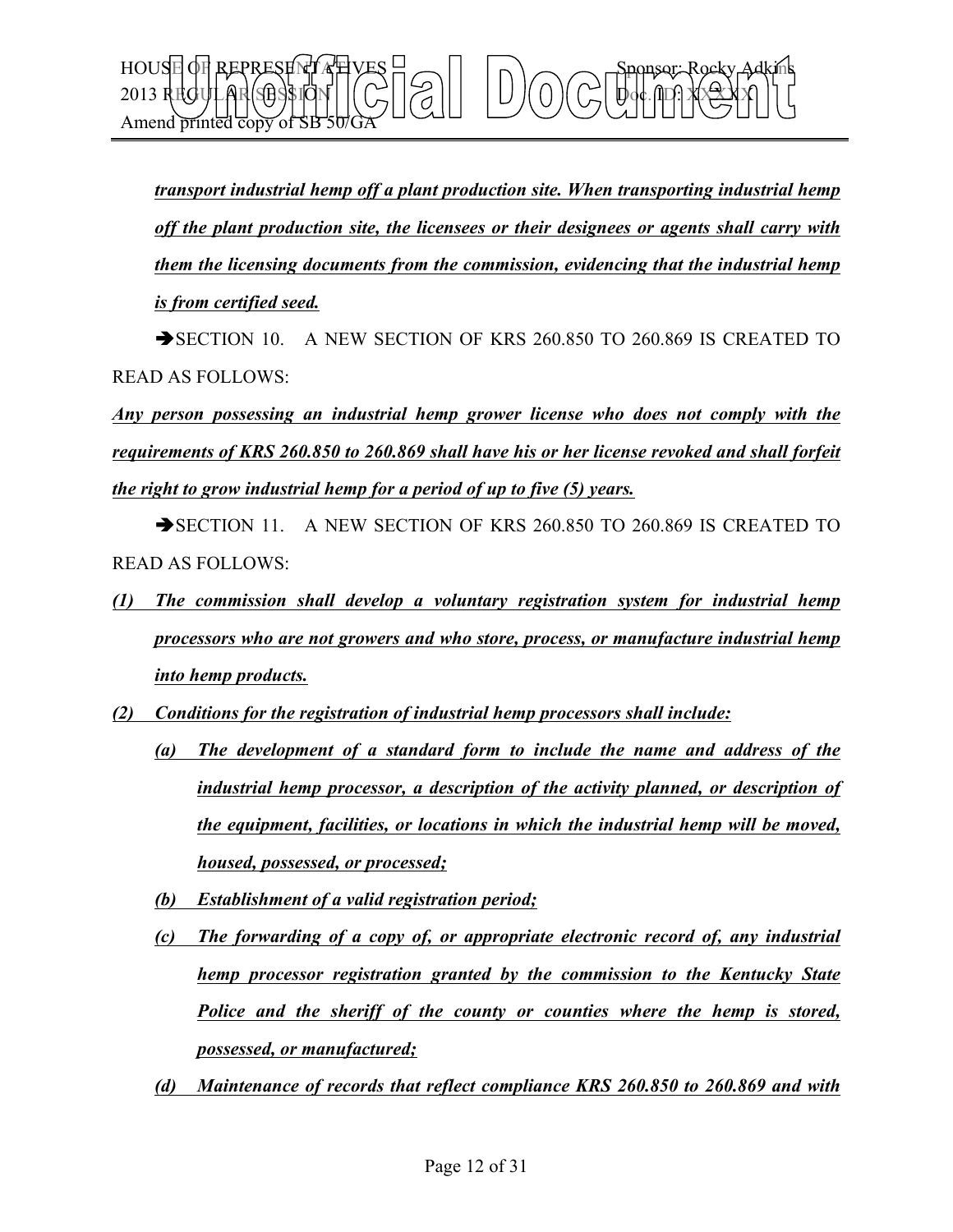***transport industrial hemp off a plant production site. When transporting industrial hemp off the plant production site, the licensees or their designees or agents shall carry with them the licensing documents from the commission, evidencing that the industrial hemp is from certified seed.***

➔SECTION 10. A NEW SECTION OF KRS 260.850 TO 260.869 IS CREATED TO READ AS FOLLOWS:

***Any person possessing an industrial hemp grower license who does not comply with the requirements of KRS 260.850 to 260.869 shall have his or her license revoked and shall forfeit the right to grow industrial hemp for a period of up to five (5) years.***

➔SECTION 11. A NEW SECTION OF KRS 260.850 TO 260.869 IS CREATED TO READ AS FOLLOWS:

***(1) The commission shall develop a voluntary registration system for industrial hemp processors who are not growers and who store, process, or manufacture industrial hemp into hemp products.***

***(2) Conditions for the registration of industrial hemp processors shall include:***

***(a) The development of a standard form to include the name and address of the industrial hemp processor, a description of the activity planned, or description of the equipment, facilities, or locations in which the industrial hemp will be moved, housed, possessed, or processed;***

***(b) Establishment of a valid registration period;***

***(c) The forwarding of a copy of, or appropriate electronic record of, any industrial hemp processor registration granted by the commission to the Kentucky State Police and the sheriff of the county or counties where the hemp is stored, possessed, or manufactured;***

***(d) Maintenance of records that reflect compliance KRS 260.850 to 260.869 and with***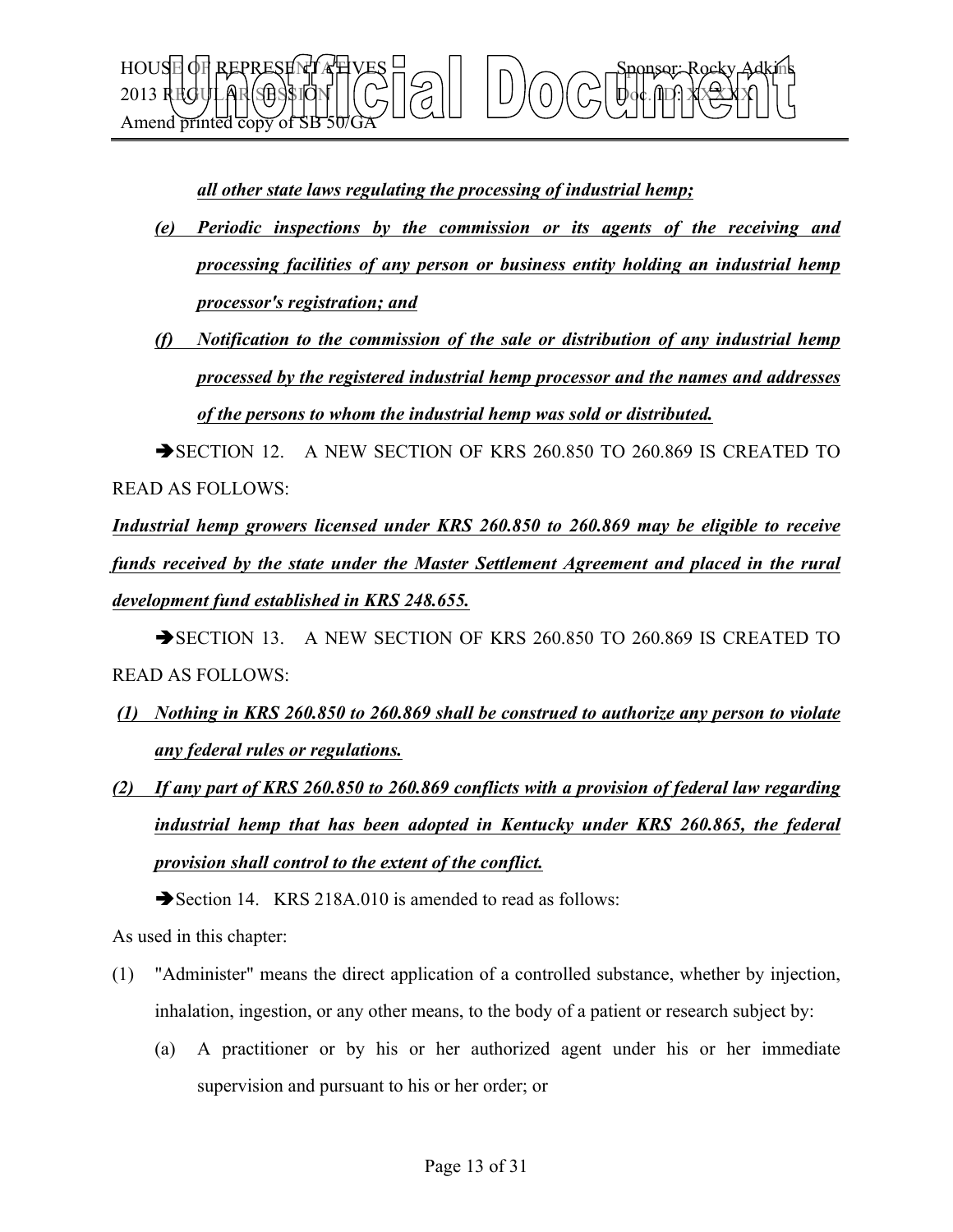***all other state laws regulating the processing of industrial hemp;***

***(e) Periodic inspections by the commission or its agents of the receiving and processing facilities of any person or business entity holding an industrial hemp processor's registration; and***

***(f) Notification to the commission of the sale or distribution of any industrial hemp processed by the registered industrial hemp processor and the names and addresses of the persons to whom the industrial hemp was sold or distributed.***

➔SECTION 12. A NEW SECTION OF KRS 260.850 TO 260.869 IS CREATED TO READ AS FOLLOWS:

***Industrial hemp growers licensed under KRS 260.850 to 260.869 may be eligible to receive funds received by the state under the Master Settlement Agreement and placed in the rural development fund established in KRS 248.655.***

➔SECTION 13. A NEW SECTION OF KRS 260.850 TO 260.869 IS CREATED TO READ AS FOLLOWS:

***(1) Nothing in KRS 260.850 to 260.869 shall be construed to authorize any person to violate any federal rules or regulations.***

***(2) If any part of KRS 260.850 to 260.869 conflicts with a provision of federal law regarding industrial hemp that has been adopted in Kentucky under KRS 260.865, the federal provision shall control to the extent of the conflict.***

➔Section 14. KRS 218A.010 is amended to read as follows:

As used in this chapter:

(1) "Administer" means the direct application of a controlled substance, whether by injection, inhalation, ingestion, or any other means, to the body of a patient or research subject by:

(a) A practitioner or by his or her authorized agent under his or her immediate supervision and pursuant to his or her order; or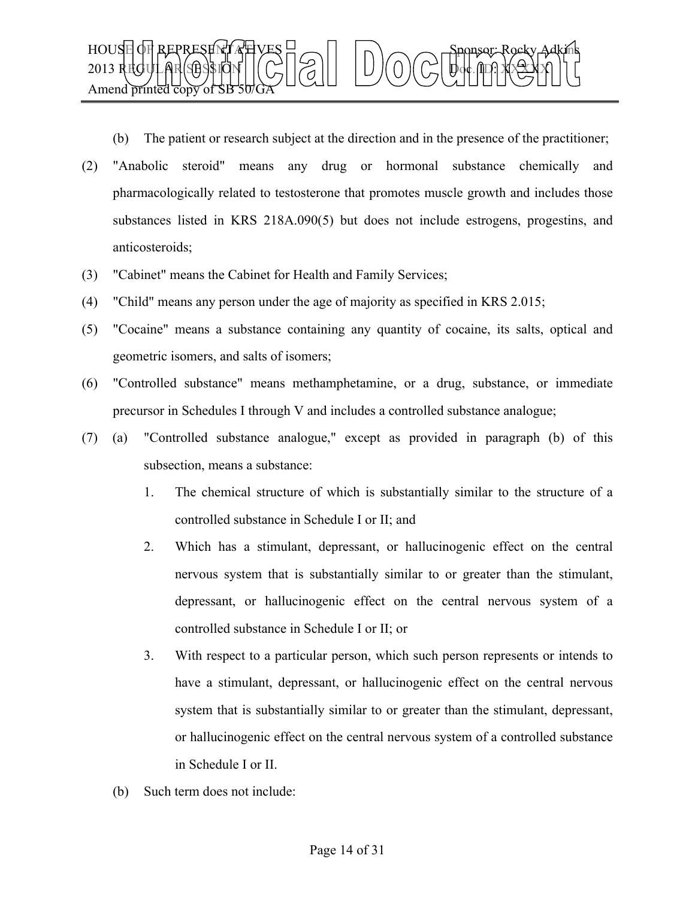(b) The patient or research subject at the direction and in the presence of the practitioner;

(2) "Anabolic steroid" means any drug or hormonal substance chemically and pharmacologically related to testosterone that promotes muscle growth and includes those substances listed in KRS 218A.090(5) but does not include estrogens, progestins, and anticosteroids;

(3) "Cabinet" means the Cabinet for Health and Family Services;

(4) "Child" means any person under the age of majority as specified in KRS 2.015;

(5) "Cocaine" means a substance containing any quantity of cocaine, its salts, optical and geometric isomers, and salts of isomers;

(6) "Controlled substance" means methamphetamine, or a drug, substance, or immediate precursor in Schedules I through V and includes a controlled substance analogue;

(7) (a) "Controlled substance analogue," except as provided in paragraph (b) of this subsection, means a substance:

1. The chemical structure of which is substantially similar to the structure of a controlled substance in Schedule I or II; and

2. Which has a stimulant, depressant, or hallucinogenic effect on the central nervous system that is substantially similar to or greater than the stimulant, depressant, or hallucinogenic effect on the central nervous system of a controlled substance in Schedule I or II; or

3. With respect to a particular person, which such person represents or intends to have a stimulant, depressant, or hallucinogenic effect on the central nervous system that is substantially similar to or greater than the stimulant, depressant, or hallucinogenic effect on the central nervous system of a controlled substance in Schedule I or II.

(b) Such term does not include: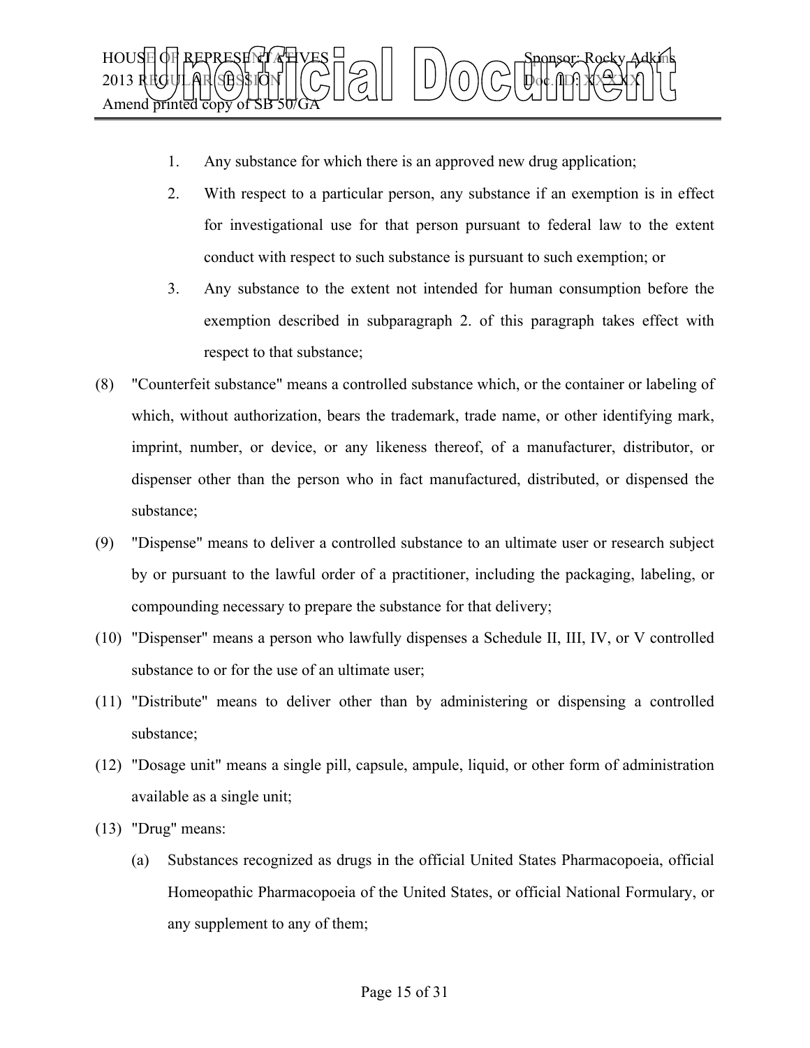1. Any substance for which there is an approved new drug application;
2. With respect to a particular person, any substance if an exemption is in effect for investigational use for that person pursuant to federal law to the extent conduct with respect to such substance is pursuant to such exemption; or
3. Any substance to the extent not intended for human consumption before the exemption described in subparagraph 2. of this paragraph takes effect with respect to that substance;

(8) "Counterfeit substance" means a controlled substance which, or the container or labeling of which, without authorization, bears the trademark, trade name, or other identifying mark, imprint, number, or device, or any likeness thereof, of a manufacturer, distributor, or dispenser other than the person who in fact manufactured, distributed, or dispensed the substance;

(9) "Dispense" means to deliver a controlled substance to an ultimate user or research subject by or pursuant to the lawful order of a practitioner, including the packaging, labeling, or compounding necessary to prepare the substance for that delivery;

(10) "Dispenser" means a person who lawfully dispenses a Schedule II, III, IV, or V controlled substance to or for the use of an ultimate user;

(11) "Distribute" means to deliver other than by administering or dispensing a controlled substance;

(12) "Dosage unit" means a single pill, capsule, ampule, liquid, or other form of administration available as a single unit;

(13) "Drug" means:

(a) Substances recognized as drugs in the official United States Pharmacopoeia, official Homeopathic Pharmacopoeia of the United States, or official National Formulary, or any supplement to any of them;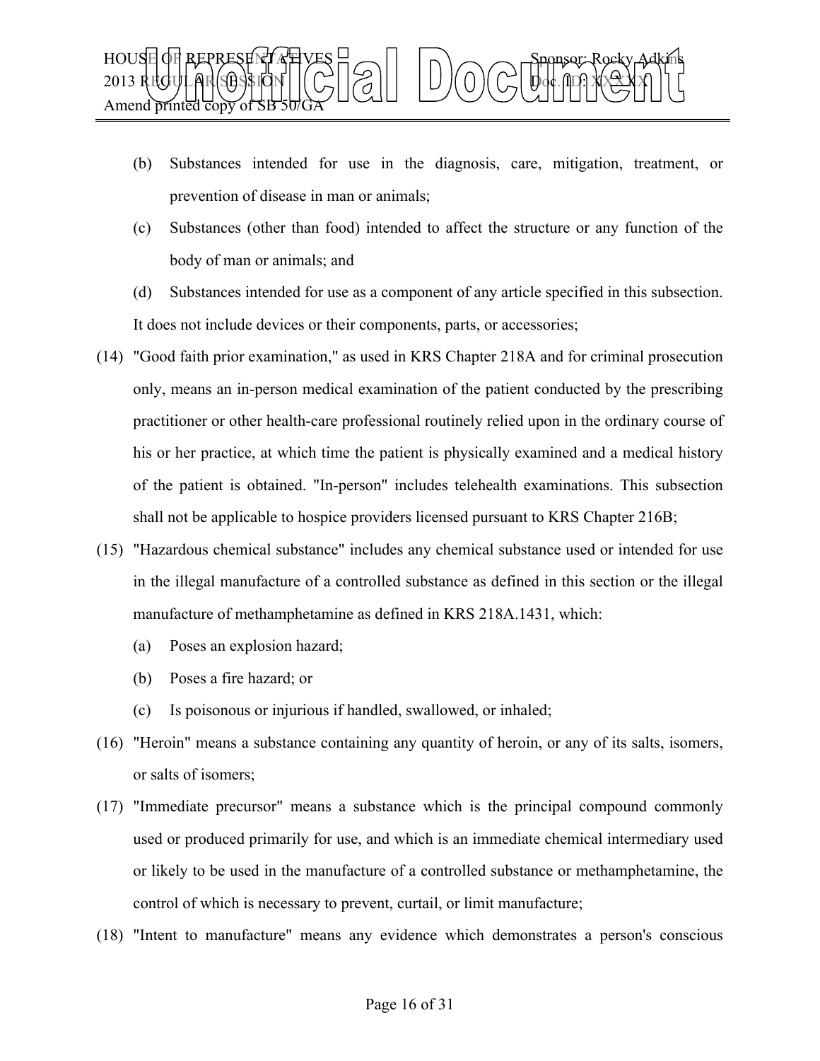(b) Substances intended for use in the diagnosis, care, mitigation, treatment, or prevention of disease in man or animals;

(c) Substances (other than food) intended to affect the structure or any function of the body of man or animals; and

(d) Substances intended for use as a component of any article specified in this subsection.

It does not include devices or their components, parts, or accessories;

(14) "Good faith prior examination," as used in KRS Chapter 218A and for criminal prosecution only, means an in-person medical examination of the patient conducted by the prescribing practitioner or other health-care professional routinely relied upon in the ordinary course of his or her practice, at which time the patient is physically examined and a medical history of the patient is obtained. "In-person" includes telehealth examinations. This subsection shall not be applicable to hospice providers licensed pursuant to KRS Chapter 216B;

(15) "Hazardous chemical substance" includes any chemical substance used or intended for use in the illegal manufacture of a controlled substance as defined in this section or the illegal manufacture of methamphetamine as defined in KRS 218A.1431, which:

(a) Poses an explosion hazard;

(b) Poses a fire hazard; or

(c) Is poisonous or injurious if handled, swallowed, or inhaled;

(16) "Heroin" means a substance containing any quantity of heroin, or any of its salts, isomers, or salts of isomers;

(17) "Immediate precursor" means a substance which is the principal compound commonly used or produced primarily for use, and which is an immediate chemical intermediary used or likely to be used in the manufacture of a controlled substance or methamphetamine, the control of which is necessary to prevent, curtail, or limit manufacture;

(18) "Intent to manufacture" means any evidence which demonstrates a person's conscious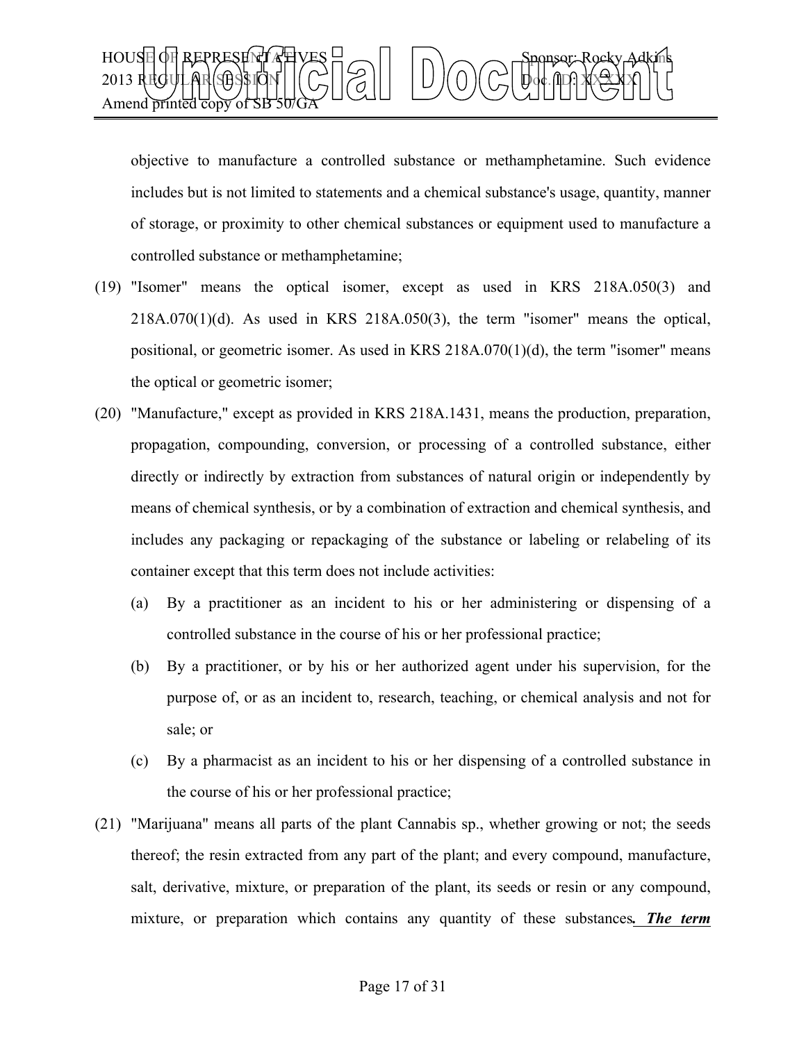objective to manufacture a controlled substance or methamphetamine. Such evidence includes but is not limited to statements and a chemical substance's usage, quantity, manner of storage, or proximity to other chemical substances or equipment used to manufacture a controlled substance or methamphetamine;

(19) "Isomer" means the optical isomer, except as used in KRS 218A.050(3) and 218A.070(1)(d). As used in KRS 218A.050(3), the term "isomer" means the optical, positional, or geometric isomer. As used in KRS 218A.070(1)(d), the term "isomer" means the optical or geometric isomer;

(20) "Manufacture," except as provided in KRS 218A.1431, means the production, preparation, propagation, compounding, conversion, or processing of a controlled substance, either directly or indirectly by extraction from substances of natural origin or independently by means of chemical synthesis, or by a combination of extraction and chemical synthesis, and includes any packaging or repackaging of the substance or labeling or relabeling of its container except that this term does not include activities:

(a) By a practitioner as an incident to his or her administering or dispensing of a controlled substance in the course of his or her professional practice;

(b) By a practitioner, or by his or her authorized agent under his supervision, for the purpose of, or as an incident to, research, teaching, or chemical analysis and not for sale; or

(c) By a pharmacist as an incident to his or her dispensing of a controlled substance in the course of his or her professional practice;

(21) "Marijuana" means all parts of the plant Cannabis sp., whether growing or not; the seeds thereof; the resin extracted from any part of the plant; and every compound, manufacture, salt, derivative, mixture, or preparation of the plant, its seeds or resin or any compound, mixture, or preparation which contains any quantity of these substances***. The term***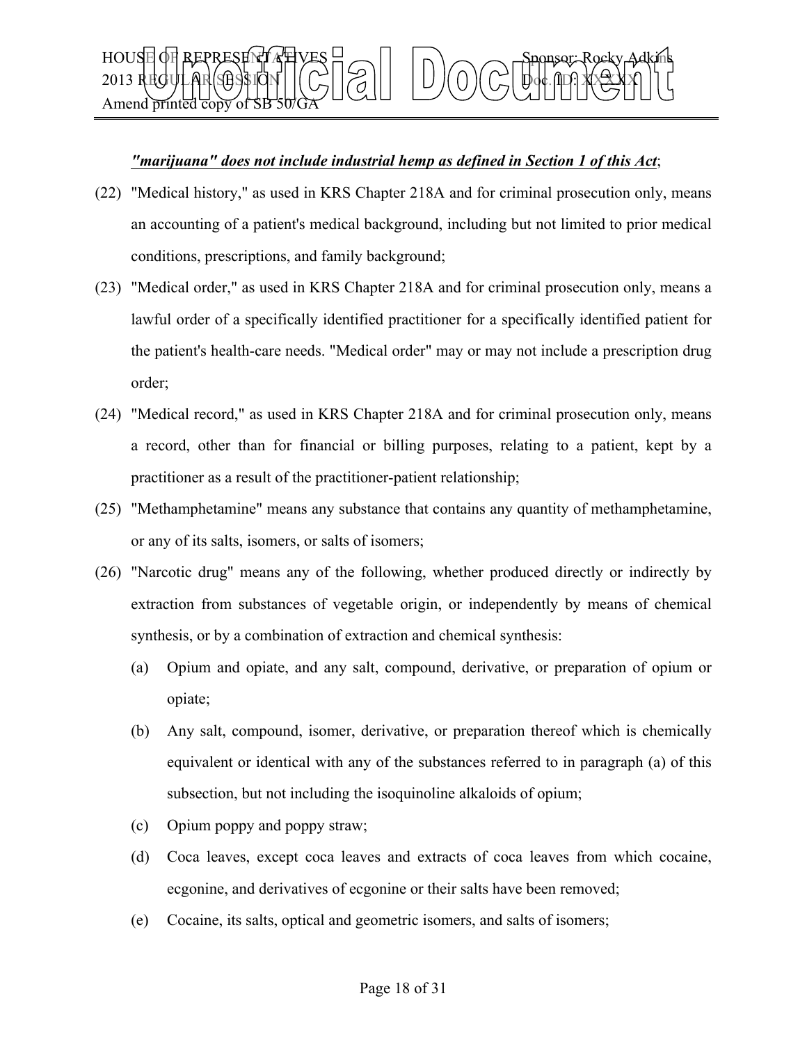***"marijuana" does not include industrial hemp as defined in Section 1 of this Act***;

(22) "Medical history," as used in KRS Chapter 218A and for criminal prosecution only, means an accounting of a patient's medical background, including but not limited to prior medical conditions, prescriptions, and family background;

(23) "Medical order," as used in KRS Chapter 218A and for criminal prosecution only, means a lawful order of a specifically identified practitioner for a specifically identified patient for the patient's health-care needs. "Medical order" may or may not include a prescription drug order;

(24) "Medical record," as used in KRS Chapter 218A and for criminal prosecution only, means a record, other than for financial or billing purposes, relating to a patient, kept by a practitioner as a result of the practitioner-patient relationship;

(25) "Methamphetamine" means any substance that contains any quantity of methamphetamine, or any of its salts, isomers, or salts of isomers;

(26) "Narcotic drug" means any of the following, whether produced directly or indirectly by extraction from substances of vegetable origin, or independently by means of chemical synthesis, or by a combination of extraction and chemical synthesis:

(a) Opium and opiate, and any salt, compound, derivative, or preparation of opium or opiate;

(b) Any salt, compound, isomer, derivative, or preparation thereof which is chemically equivalent or identical with any of the substances referred to in paragraph (a) of this subsection, but not including the isoquinoline alkaloids of opium;

(c) Opium poppy and poppy straw;

(d) Coca leaves, except coca leaves and extracts of coca leaves from which cocaine, ecgonine, and derivatives of ecgonine or their salts have been removed;

(e) Cocaine, its salts, optical and geometric isomers, and salts of isomers;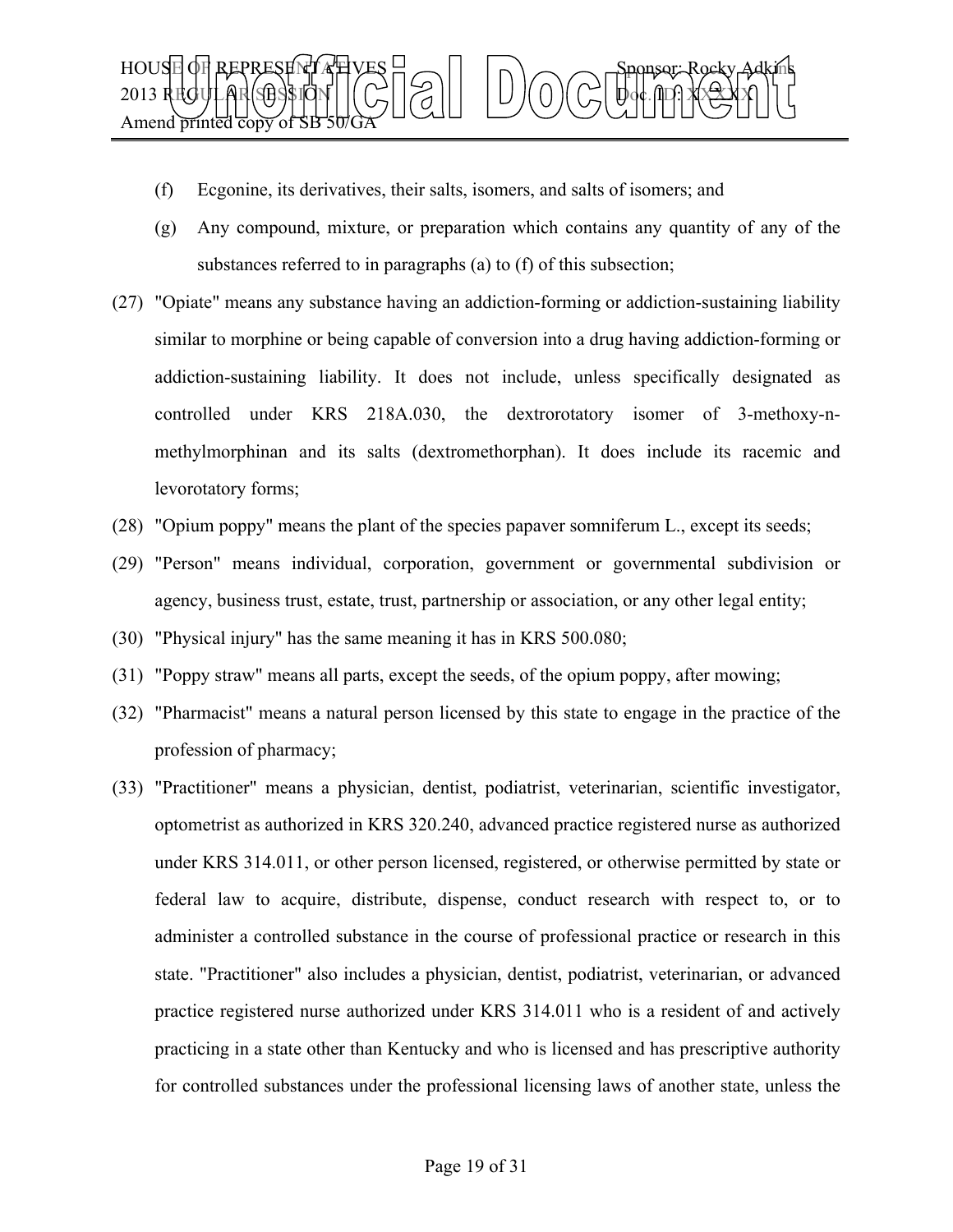(f) Ecgonine, its derivatives, their salts, isomers, and salts of isomers; and

(g) Any compound, mixture, or preparation which contains any quantity of any of the substances referred to in paragraphs (a) to (f) of this subsection;

(27) "Opiate" means any substance having an addiction-forming or addiction-sustaining liability similar to morphine or being capable of conversion into a drug having addiction-forming or addiction-sustaining liability. It does not include, unless specifically designated as controlled under KRS 218A.030, the dextrorotatory isomer of 3-methoxy-n-methylmorphinan and its salts (dextromethorphan). It does include its racemic and levorotatory forms;

(28) "Opium poppy" means the plant of the species papaver somniferum L., except its seeds;

(29) "Person" means individual, corporation, government or governmental subdivision or agency, business trust, estate, trust, partnership or association, or any other legal entity;

(30) "Physical injury" has the same meaning it has in KRS 500.080;

(31) "Poppy straw" means all parts, except the seeds, of the opium poppy, after mowing;

(32) "Pharmacist" means a natural person licensed by this state to engage in the practice of the profession of pharmacy;

(33) "Practitioner" means a physician, dentist, podiatrist, veterinarian, scientific investigator, optometrist as authorized in KRS 320.240, advanced practice registered nurse as authorized under KRS 314.011, or other person licensed, registered, or otherwise permitted by state or federal law to acquire, distribute, dispense, conduct research with respect to, or to administer a controlled substance in the course of professional practice or research in this state. "Practitioner" also includes a physician, dentist, podiatrist, veterinarian, or advanced practice registered nurse authorized under KRS 314.011 who is a resident of and actively practicing in a state other than Kentucky and who is licensed and has prescriptive authority for controlled substances under the professional licensing laws of another state, unless the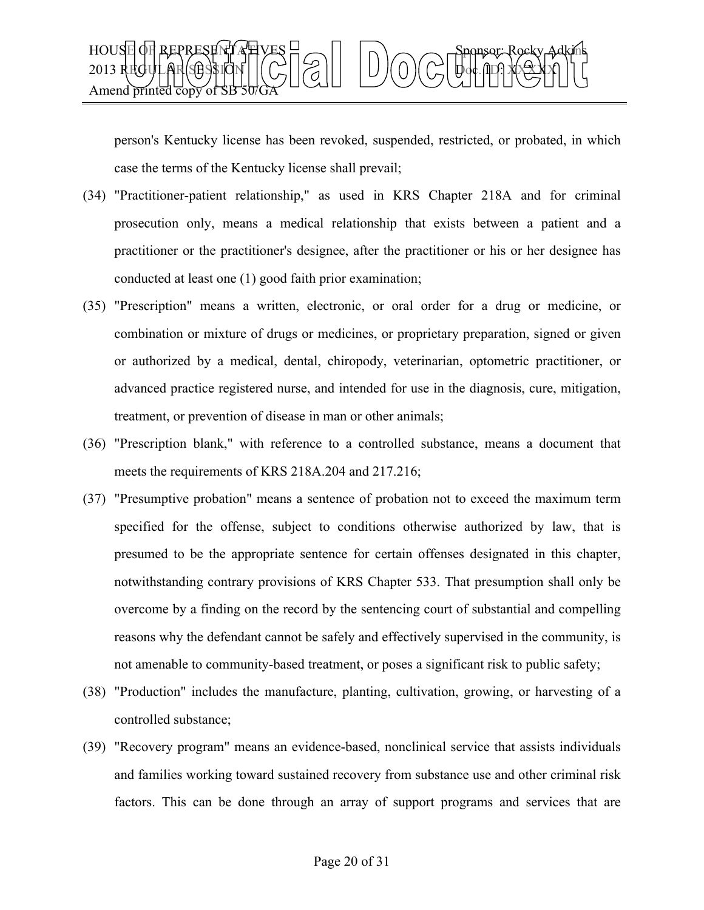person's Kentucky license has been revoked, suspended, restricted, or probated, in which case the terms of the Kentucky license shall prevail;

(34) "Practitioner-patient relationship," as used in KRS Chapter 218A and for criminal prosecution only, means a medical relationship that exists between a patient and a practitioner or the practitioner's designee, after the practitioner or his or her designee has conducted at least one (1) good faith prior examination;

(35) "Prescription" means a written, electronic, or oral order for a drug or medicine, or combination or mixture of drugs or medicines, or proprietary preparation, signed or given or authorized by a medical, dental, chiropody, veterinarian, optometric practitioner, or advanced practice registered nurse, and intended for use in the diagnosis, cure, mitigation, treatment, or prevention of disease in man or other animals;

(36) "Prescription blank," with reference to a controlled substance, means a document that meets the requirements of KRS 218A.204 and 217.216;

(37) "Presumptive probation" means a sentence of probation not to exceed the maximum term specified for the offense, subject to conditions otherwise authorized by law, that is presumed to be the appropriate sentence for certain offenses designated in this chapter, notwithstanding contrary provisions of KRS Chapter 533. That presumption shall only be overcome by a finding on the record by the sentencing court of substantial and compelling reasons why the defendant cannot be safely and effectively supervised in the community, is not amenable to community-based treatment, or poses a significant risk to public safety;

(38) "Production" includes the manufacture, planting, cultivation, growing, or harvesting of a controlled substance;

(39) "Recovery program" means an evidence-based, nonclinical service that assists individuals and families working toward sustained recovery from substance use and other criminal risk factors. This can be done through an array of support programs and services that are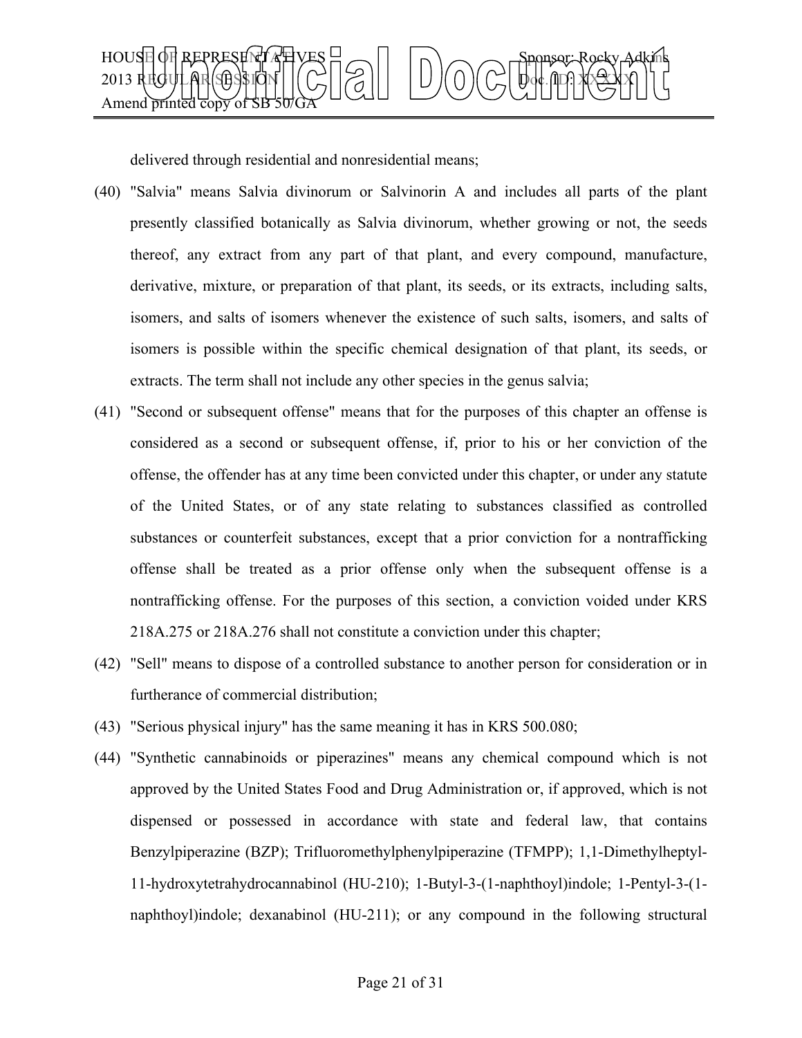delivered through residential and nonresidential means;

(40) "Salvia" means Salvia divinorum or Salvinorin A and includes all parts of the plant presently classified botanically as Salvia divinorum, whether growing or not, the seeds thereof, any extract from any part of that plant, and every compound, manufacture, derivative, mixture, or preparation of that plant, its seeds, or its extracts, including salts, isomers, and salts of isomers whenever the existence of such salts, isomers, and salts of isomers is possible within the specific chemical designation of that plant, its seeds, or extracts. The term shall not include any other species in the genus salvia;

(41) "Second or subsequent offense" means that for the purposes of this chapter an offense is considered as a second or subsequent offense, if, prior to his or her conviction of the offense, the offender has at any time been convicted under this chapter, or under any statute of the United States, or of any state relating to substances classified as controlled substances or counterfeit substances, except that a prior conviction for a nontrafficking offense shall be treated as a prior offense only when the subsequent offense is a nontrafficking offense. For the purposes of this section, a conviction voided under KRS 218A.275 or 218A.276 shall not constitute a conviction under this chapter;

(42) "Sell" means to dispose of a controlled substance to another person for consideration or in furtherance of commercial distribution;

(43) "Serious physical injury" has the same meaning it has in KRS 500.080;

(44) "Synthetic cannabinoids or piperazines" means any chemical compound which is not approved by the United States Food and Drug Administration or, if approved, which is not dispensed or possessed in accordance with state and federal law, that contains Benzylpiperazine (BZP); Trifluoromethylphenylpiperazine (TFMPP); 1,1-Dimethylheptyl-11-hydroxytetrahydrocannabinol (HU-210); 1-Butyl-3-(1-naphthoyl)indole; 1-Pentyl-3-(1-naphthoyl)indole; dexanabinol (HU-211); or any compound in the following structural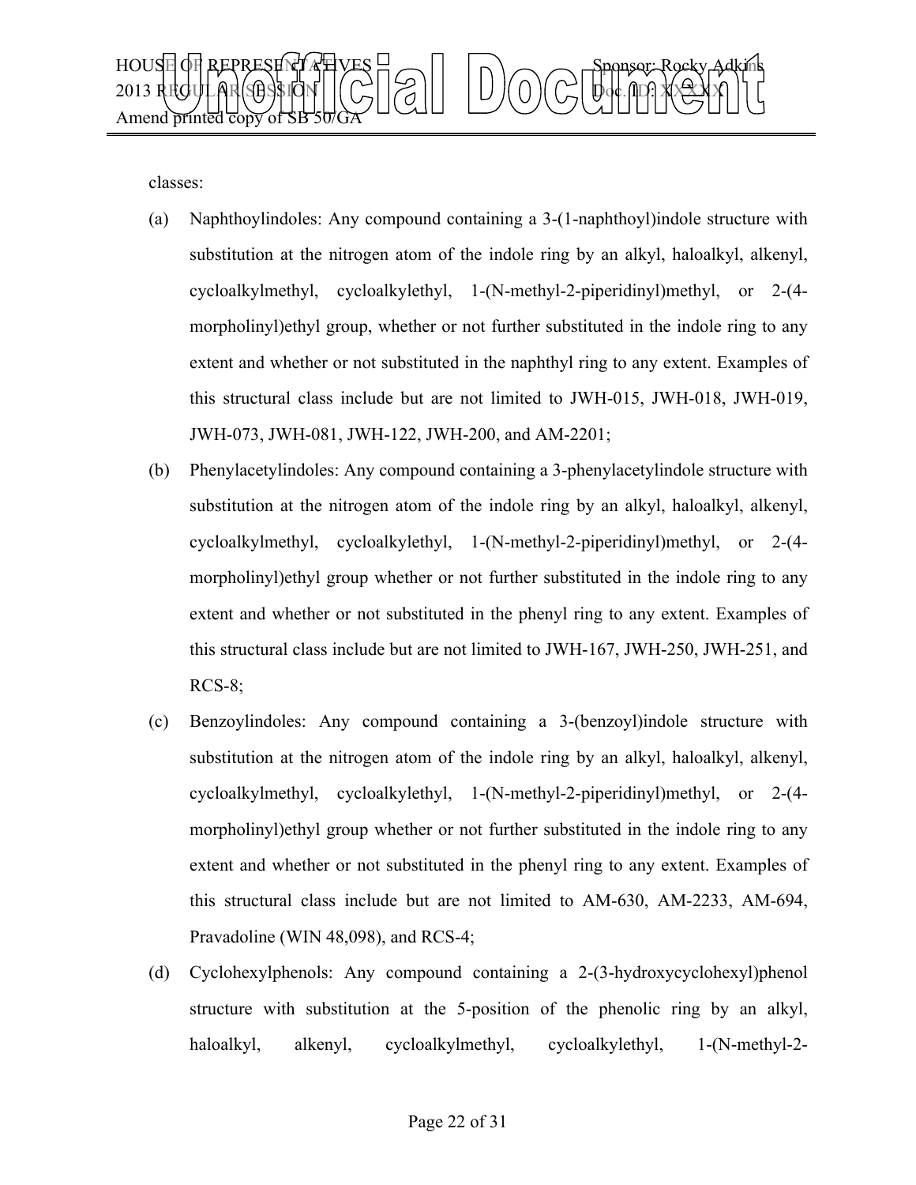classes:

(a) Naphthoylindoles: Any compound containing a 3-(1-naphthoyl)indole structure with substitution at the nitrogen atom of the indole ring by an alkyl, haloalkyl, alkenyl, cycloalkylmethyl, cycloalkylethyl, 1-(N-methyl-2-piperidinyl)methyl, or 2-(4-morpholinyl)ethyl group, whether or not further substituted in the indole ring to any extent and whether or not substituted in the naphthyl ring to any extent. Examples of this structural class include but are not limited to JWH-015, JWH-018, JWH-019, JWH-073, JWH-081, JWH-122, JWH-200, and AM-2201;

(b) Phenylacetylindoles: Any compound containing a 3-phenylacetylindole structure with substitution at the nitrogen atom of the indole ring by an alkyl, haloalkyl, alkenyl, cycloalkylmethyl, cycloalkylethyl, 1-(N-methyl-2-piperidinyl)methyl, or 2-(4-morpholinyl)ethyl group whether or not further substituted in the indole ring to any extent and whether or not substituted in the phenyl ring to any extent. Examples of this structural class include but are not limited to JWH-167, JWH-250, JWH-251, and RCS-8;

(c) Benzoylindoles: Any compound containing a 3-(benzoyl)indole structure with substitution at the nitrogen atom of the indole ring by an alkyl, haloalkyl, alkenyl, cycloalkylmethyl, cycloalkylethyl, 1-(N-methyl-2-piperidinyl)methyl, or 2-(4-morpholinyl)ethyl group whether or not further substituted in the indole ring to any extent and whether or not substituted in the phenyl ring to any extent. Examples of this structural class include but are not limited to AM-630, AM-2233, AM-694, Pravadoline (WIN 48,098), and RCS-4;

(d) Cyclohexylphenols: Any compound containing a 2-(3-hydroxycyclohexyl)phenol structure with substitution at the 5-position of the phenolic ring by an alkyl, haloalkyl, alkenyl, cycloalkylmethyl, cycloalkylethyl, 1-(N-methyl-2-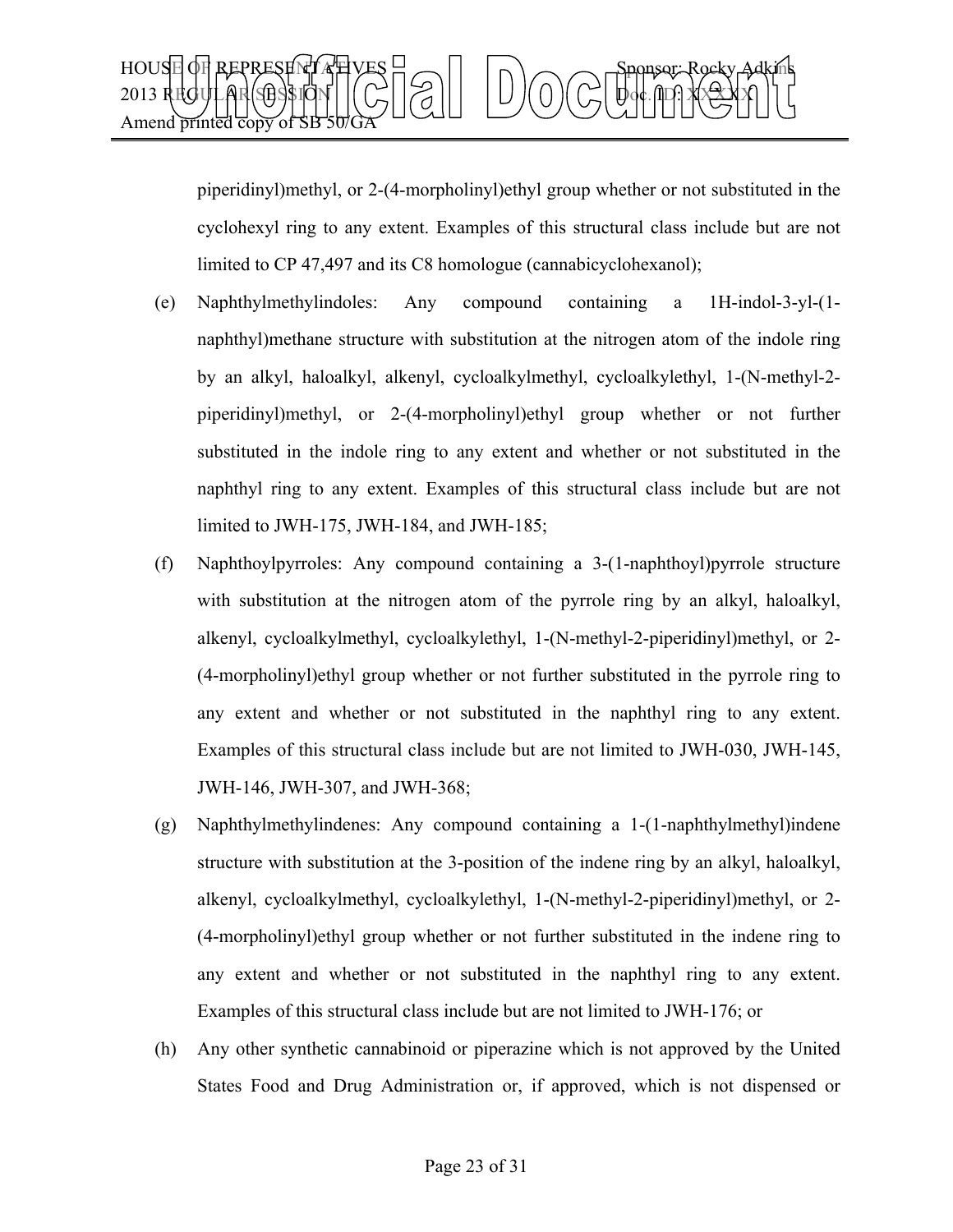piperidinyl)methyl, or 2-(4-morpholinyl)ethyl group whether or not substituted in the cyclohexyl ring to any extent. Examples of this structural class include but are not limited to CP 47,497 and its C8 homologue (cannabicyclohexanol);

(e) Naphthylmethylindoles: Any compound containing a 1H-indol-3-yl-(1-naphthyl)methane structure with substitution at the nitrogen atom of the indole ring by an alkyl, haloalkyl, alkenyl, cycloalkylmethyl, cycloalkylethyl, 1-(N-methyl-2-piperidinyl)methyl, or 2-(4-morpholinyl)ethyl group whether or not further substituted in the indole ring to any extent and whether or not substituted in the naphthyl ring to any extent. Examples of this structural class include but are not limited to JWH-175, JWH-184, and JWH-185;

(f) Naphthoylpyrroles: Any compound containing a 3-(1-naphthoyl)pyrrole structure with substitution at the nitrogen atom of the pyrrole ring by an alkyl, haloalkyl, alkenyl, cycloalkylmethyl, cycloalkylethyl, 1-(N-methyl-2-piperidinyl)methyl, or 2-(4-morpholinyl)ethyl group whether or not further substituted in the pyrrole ring to any extent and whether or not substituted in the naphthyl ring to any extent. Examples of this structural class include but are not limited to JWH-030, JWH-145, JWH-146, JWH-307, and JWH-368;

(g) Naphthylmethylindenes: Any compound containing a 1-(1-naphthylmethyl)indene structure with substitution at the 3-position of the indene ring by an alkyl, haloalkyl, alkenyl, cycloalkylmethyl, cycloalkylethyl, 1-(N-methyl-2-piperidinyl)methyl, or 2-(4-morpholinyl)ethyl group whether or not further substituted in the indene ring to any extent and whether or not substituted in the naphthyl ring to any extent. Examples of this structural class include but are not limited to JWH-176; or

(h) Any other synthetic cannabinoid or piperazine which is not approved by the United States Food and Drug Administration or, if approved, which is not dispensed or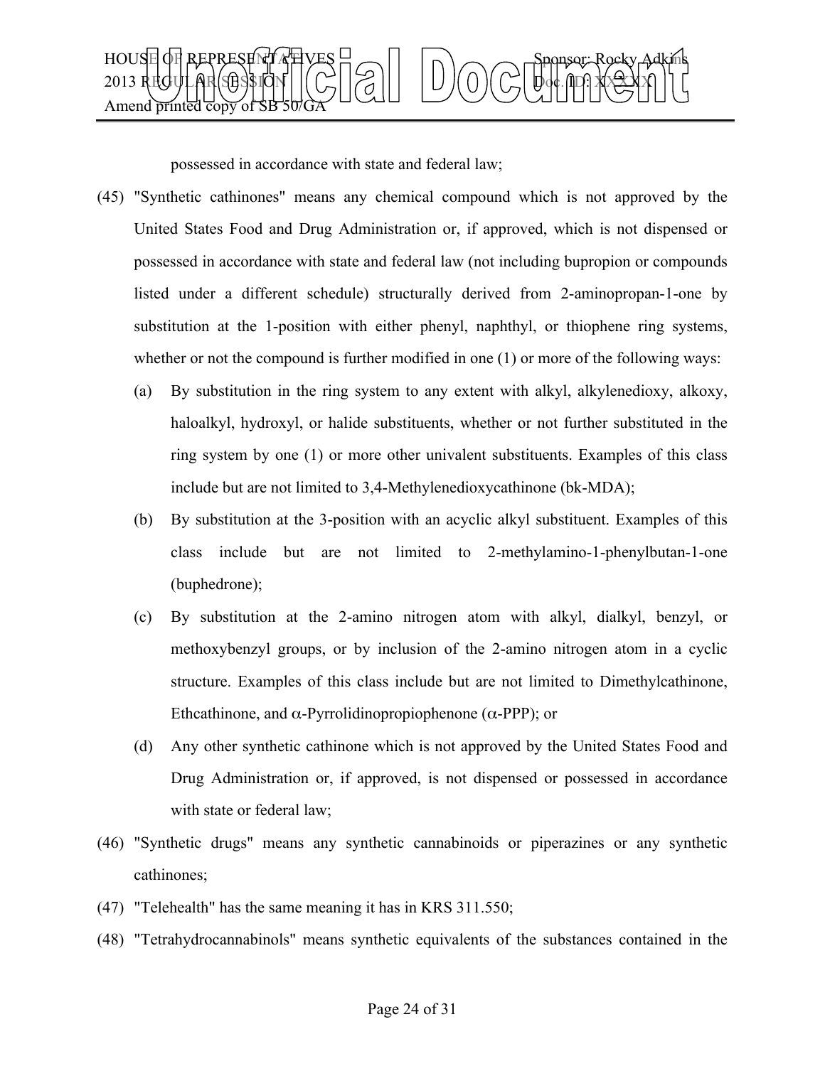possessed in accordance with state and federal law;

(45) "Synthetic cathinones" means any chemical compound which is not approved by the United States Food and Drug Administration or, if approved, which is not dispensed or possessed in accordance with state and federal law (not including bupropion or compounds listed under a different schedule) structurally derived from 2-aminopropan-1-one by substitution at the 1-position with either phenyl, naphthyl, or thiophene ring systems, whether or not the compound is further modified in one (1) or more of the following ways:

   (a) By substitution in the ring system to any extent with alkyl, alkylenedioxy, alkoxy, haloalkyl, hydroxyl, or halide substituents, whether or not further substituted in the ring system by one (1) or more other univalent substituents. Examples of this class include but are not limited to 3,4-Methylenedioxycathinone (bk-MDA);

   (b) By substitution at the 3-position with an acyclic alkyl substituent. Examples of this class include but are not limited to 2-methylamino-1-phenylbutan-1-one (buphedrone);

   (c) By substitution at the 2-amino nitrogen atom with alkyl, dialkyl, benzyl, or methoxybenzyl groups, or by inclusion of the 2-amino nitrogen atom in a cyclic structure. Examples of this class include but are not limited to Dimethylcathinone, Ethcathinone, and α-Pyrrolidinopropiophenone (α-PPP); or

   (d) Any other synthetic cathinone which is not approved by the United States Food and Drug Administration or, if approved, is not dispensed or possessed in accordance with state or federal law;

(46) "Synthetic drugs" means any synthetic cannabinoids or piperazines or any synthetic cathinones;

(47) "Telehealth" has the same meaning it has in KRS 311.550;

(48) "Tetrahydrocannabinols" means synthetic equivalents of the substances contained in the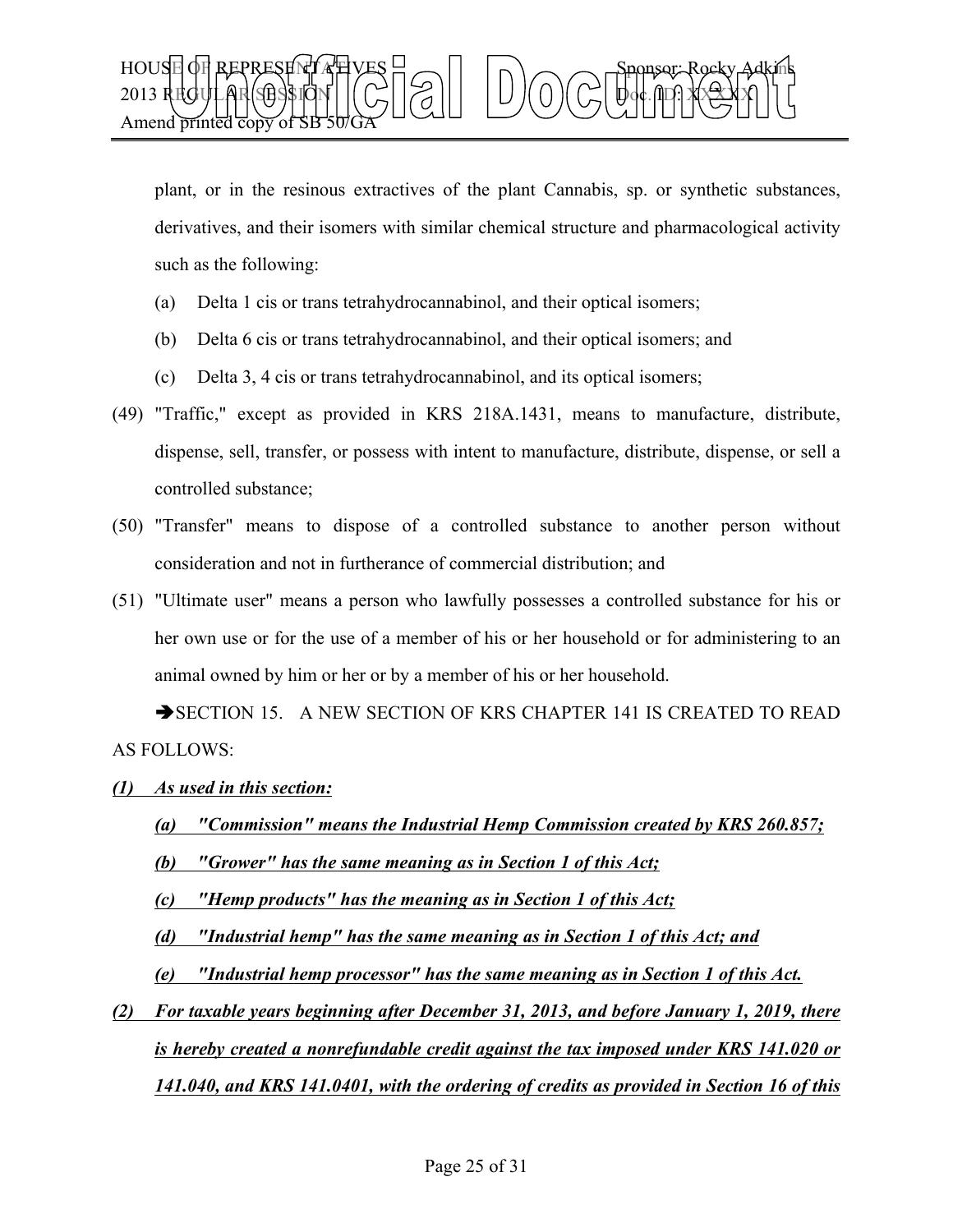plant, or in the resinous extractives of the plant Cannabis, sp. or synthetic substances, derivatives, and their isomers with similar chemical structure and pharmacological activity such as the following:

(a) Delta 1 cis or trans tetrahydrocannabinol, and their optical isomers;

(b) Delta 6 cis or trans tetrahydrocannabinol, and their optical isomers; and

(c) Delta 3, 4 cis or trans tetrahydrocannabinol, and its optical isomers;

(49) "Traffic," except as provided in KRS 218A.1431, means to manufacture, distribute, dispense, sell, transfer, or possess with intent to manufacture, distribute, dispense, or sell a controlled substance;

(50) "Transfer" means to dispose of a controlled substance to another person without consideration and not in furtherance of commercial distribution; and

(51) "Ultimate user" means a person who lawfully possesses a controlled substance for his or her own use or for the use of a member of his or her household or for administering to an animal owned by him or her or by a member of his or her household.

➔SECTION 15. A NEW SECTION OF KRS CHAPTER 141 IS CREATED TO READ AS FOLLOWS:

***(1) As used in this section:***

***(a) "Commission" means the Industrial Hemp Commission created by KRS 260.857;***

***(b) "Grower" has the same meaning as in Section 1 of this Act;***

***(c) "Hemp products" has the meaning as in Section 1 of this Act;***

***(d) "Industrial hemp" has the same meaning as in Section 1 of this Act; and***

***(e) "Industrial hemp processor" has the same meaning as in Section 1 of this Act.***

***(2) For taxable years beginning after December 31, 2013, and before January 1, 2019, there is hereby created a nonrefundable credit against the tax imposed under KRS 141.020 or 141.040, and KRS 141.0401, with the ordering of credits as provided in Section 16 of this***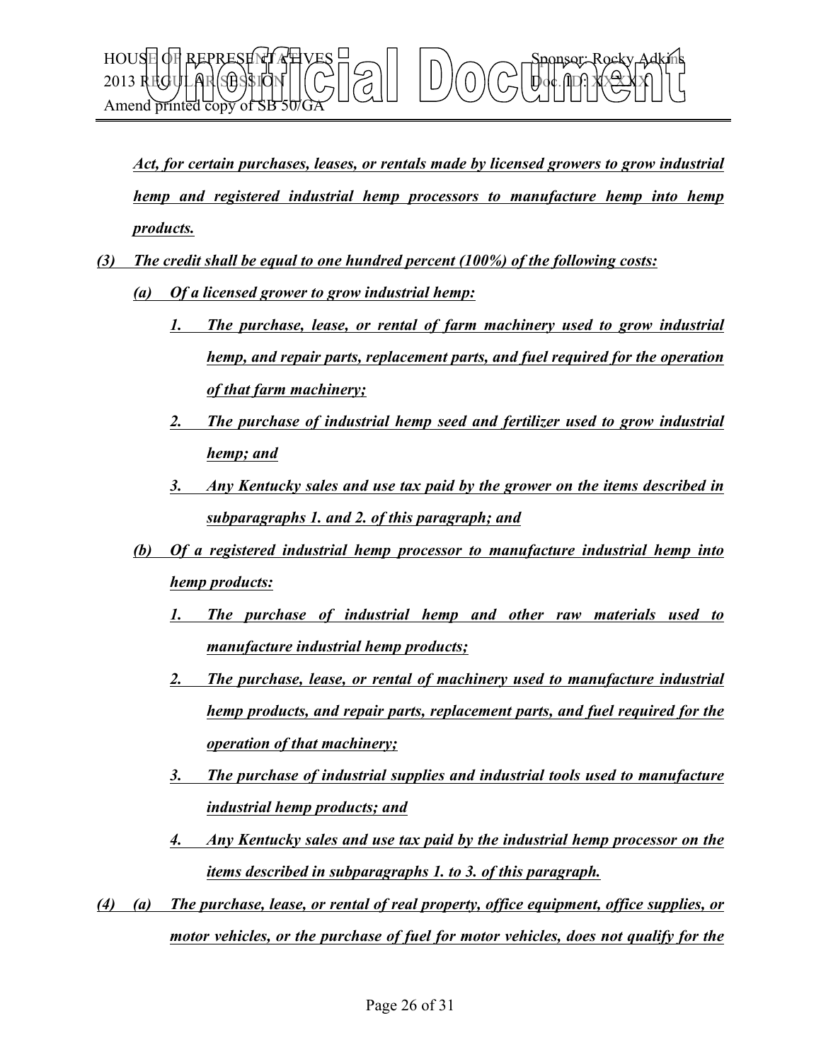***Act, for certain purchases, leases, or rentals made by licensed growers to grow industrial hemp and registered industrial hemp processors to manufacture hemp into hemp products.***

***(3) The credit shall be equal to one hundred percent (100%) of the following costs:***

***(a) Of a licensed grower to grow industrial hemp:***

***1. The purchase, lease, or rental of farm machinery used to grow industrial hemp, and repair parts, replacement parts, and fuel required for the operation of that farm machinery;***

***2. The purchase of industrial hemp seed and fertilizer used to grow industrial hemp; and***

***3. Any Kentucky sales and use tax paid by the grower on the items described in subparagraphs 1. and 2. of this paragraph; and***

***(b) Of a registered industrial hemp processor to manufacture industrial hemp into hemp products:***

***1. The purchase of industrial hemp and other raw materials used to manufacture industrial hemp products;***

***2. The purchase, lease, or rental of machinery used to manufacture industrial hemp products, and repair parts, replacement parts, and fuel required for the operation of that machinery;***

***3. The purchase of industrial supplies and industrial tools used to manufacture industrial hemp products; and***

***4. Any Kentucky sales and use tax paid by the industrial hemp processor on the items described in subparagraphs 1. to 3. of this paragraph.***

***(4) (a) The purchase, lease, or rental of real property, office equipment, office supplies, or motor vehicles, or the purchase of fuel for motor vehicles, does not qualify for the***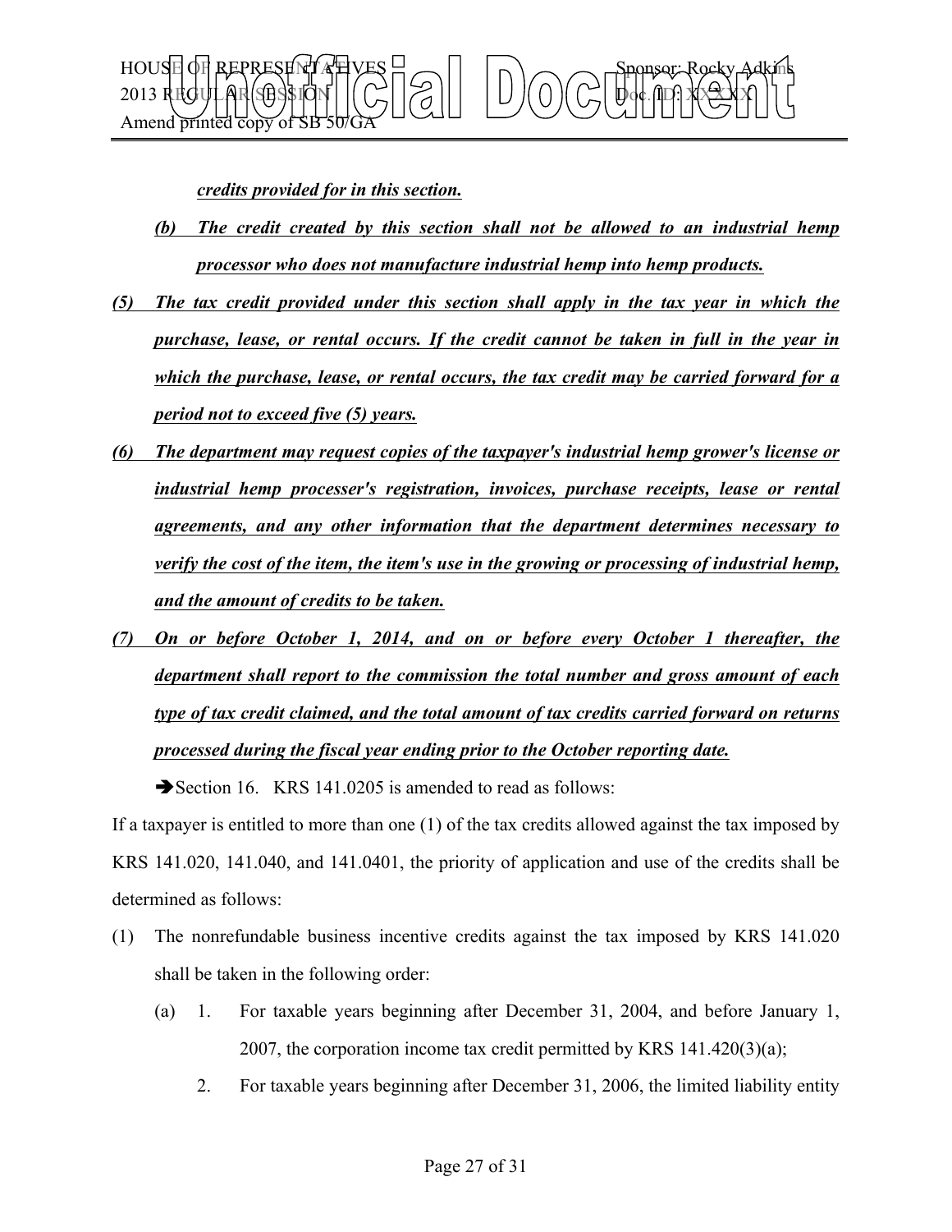***credits provided for in this section.***

***(b) The credit created by this section shall not be allowed to an industrial hemp processor who does not manufacture industrial hemp into hemp products.***

***(5) The tax credit provided under this section shall apply in the tax year in which the purchase, lease, or rental occurs. If the credit cannot be taken in full in the year in which the purchase, lease, or rental occurs, the tax credit may be carried forward for a period not to exceed five (5) years.***

***(6) The department may request copies of the taxpayer's industrial hemp grower's license or industrial hemp processer's registration, invoices, purchase receipts, lease or rental agreements, and any other information that the department determines necessary to verify the cost of the item, the item's use in the growing or processing of industrial hemp, and the amount of credits to be taken.***

***(7) On or before October 1, 2014, and on or before every October 1 thereafter, the department shall report to the commission the total number and gross amount of each type of tax credit claimed, and the total amount of tax credits carried forward on returns processed during the fiscal year ending prior to the October reporting date.***

➔Section 16. KRS 141.0205 is amended to read as follows:

If a taxpayer is entitled to more than one (1) of the tax credits allowed against the tax imposed by KRS 141.020, 141.040, and 141.0401, the priority of application and use of the credits shall be determined as follows:

(1) The nonrefundable business incentive credits against the tax imposed by KRS 141.020 shall be taken in the following order:

(a) 1. For taxable years beginning after December 31, 2004, and before January 1, 2007, the corporation income tax credit permitted by KRS 141.420(3)(a);

2. For taxable years beginning after December 31, 2006, the limited liability entity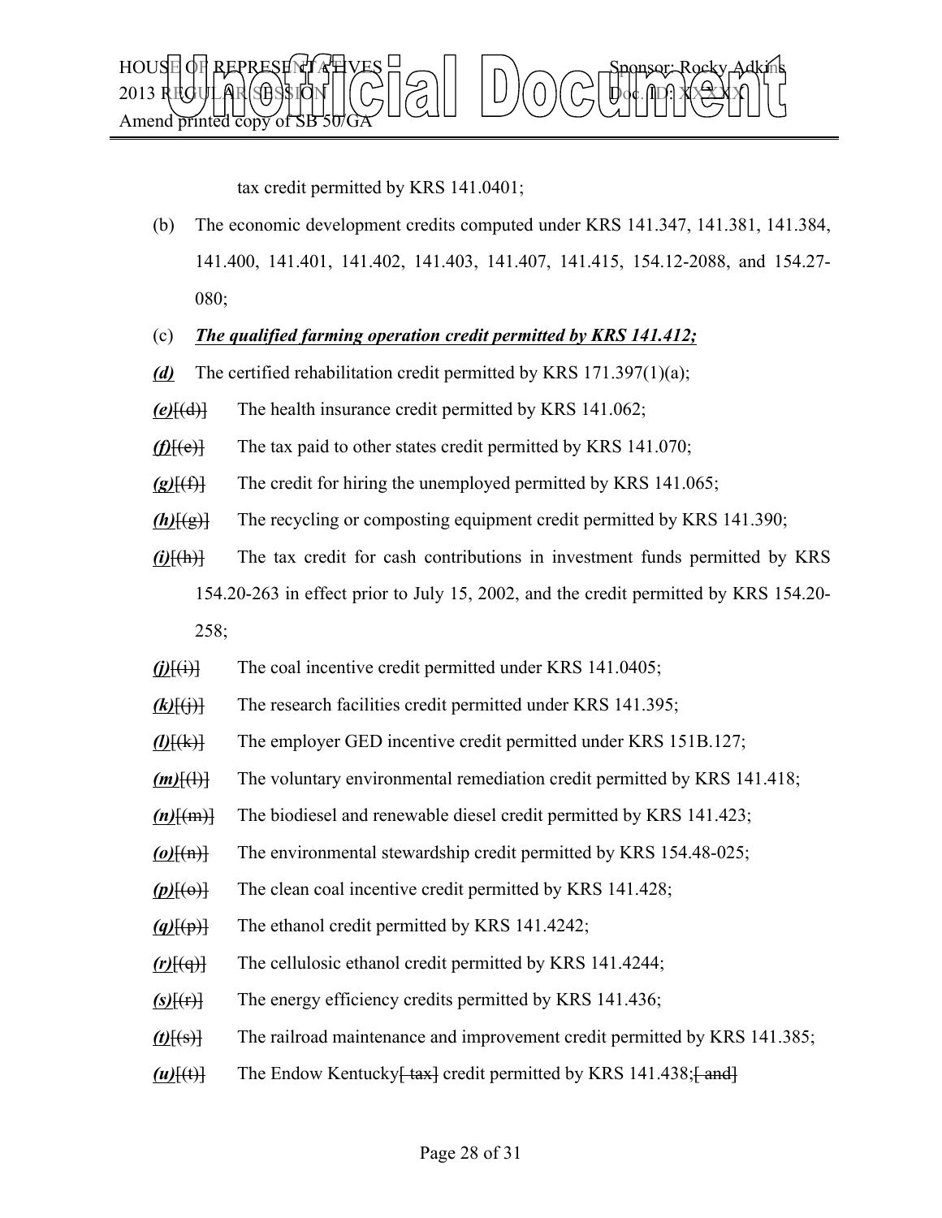tax credit permitted by KRS 141.0401;

(b) The economic development credits computed under KRS 141.347, 141.381, 141.384, 141.400, 141.401, 141.402, 141.403, 141.407, 141.415, 154.12-2088, and 154.27-080;

(c) ***The qualified farming operation credit permitted by KRS 141.412;***

***(d)*** The certified rehabilitation credit permitted by KRS 171.397(1)(a);

***(e)***[(d)] The health insurance credit permitted by KRS 141.062;

***(f)***[(e)] The tax paid to other states credit permitted by KRS 141.070;

***(g)***[(f)] The credit for hiring the unemployed permitted by KRS 141.065;

***(h)***[(g)] The recycling or composting equipment credit permitted by KRS 141.390;

***(i)***[(h)] The tax credit for cash contributions in investment funds permitted by KRS 154.20-263 in effect prior to July 15, 2002, and the credit permitted by KRS 154.20-258;

***(j)***[(i)] The coal incentive credit permitted under KRS 141.0405;

***(k)***[(j)] The research facilities credit permitted under KRS 141.395;

***(l)***[(k)] The employer GED incentive credit permitted under KRS 151B.127;

***(m)***[(l)] The voluntary environmental remediation credit permitted by KRS 141.418;

***(n)***[(m)] The biodiesel and renewable diesel credit permitted by KRS 141.423;

***(o)***[(n)] The environmental stewardship credit permitted by KRS 154.48-025;

***(p)***[(o)] The clean coal incentive credit permitted by KRS 141.428;

***(q)***[(p)] The ethanol credit permitted by KRS 141.4242;

***(r)***[(q)] The cellulosic ethanol credit permitted by KRS 141.4244;

***(s)***[(r)] The energy efficiency credits permitted by KRS 141.436;

***(t)***[(s)] The railroad maintenance and improvement credit permitted by KRS 141.385;

***(u)***[(t)] The Endow Kentucky[ tax] credit permitted by KRS 141.438;[ and]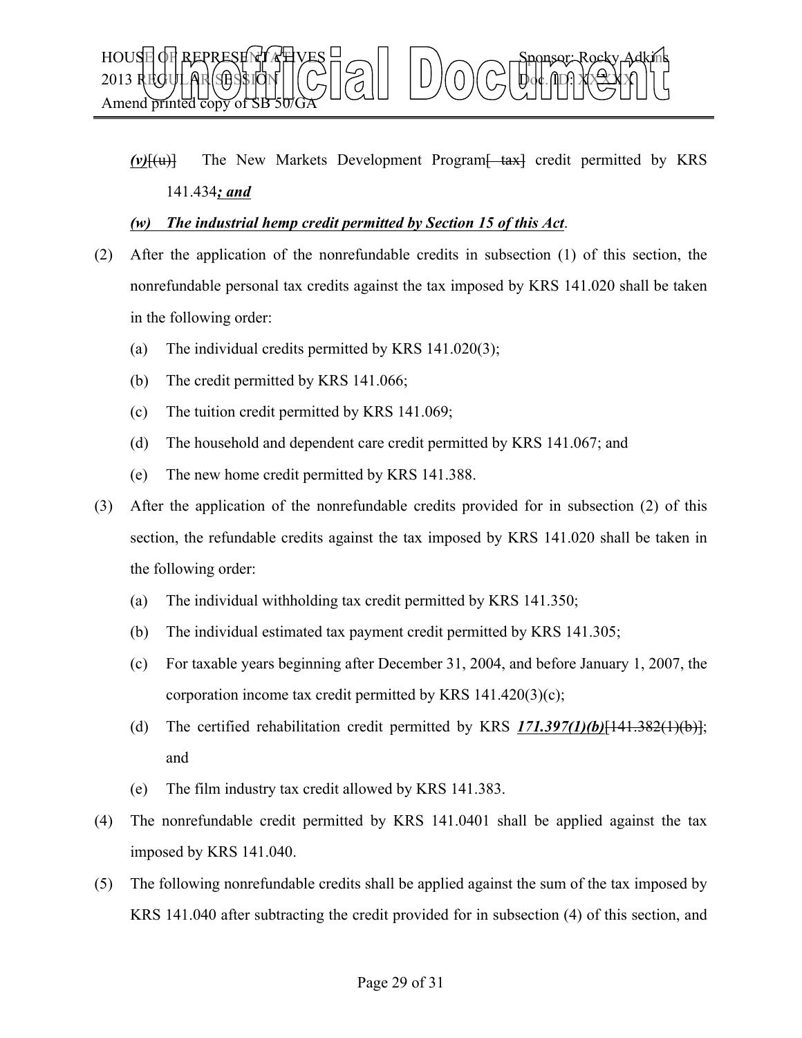*(v)*[(u)] The New Markets Development Program[ tax] credit permitted by KRS 141.434*; and*

*(w) The industrial hemp credit permitted by Section 15 of this Act*.

(2) After the application of the nonrefundable credits in subsection (1) of this section, the nonrefundable personal tax credits against the tax imposed by KRS 141.020 shall be taken in the following order:

(a) The individual credits permitted by KRS 141.020(3);

(b) The credit permitted by KRS 141.066;

(c) The tuition credit permitted by KRS 141.069;

(d) The household and dependent care credit permitted by KRS 141.067; and

(e) The new home credit permitted by KRS 141.388.

(3) After the application of the nonrefundable credits provided for in subsection (2) of this section, the refundable credits against the tax imposed by KRS 141.020 shall be taken in the following order:

(a) The individual withholding tax credit permitted by KRS 141.350;

(b) The individual estimated tax payment credit permitted by KRS 141.305;

(c) For taxable years beginning after December 31, 2004, and before January 1, 2007, the corporation income tax credit permitted by KRS 141.420(3)(c);

(d) The certified rehabilitation credit permitted by KRS ***171.397(1)(b)***[141.382(1)(b)]; and

(e) The film industry tax credit allowed by KRS 141.383.

(4) The nonrefundable credit permitted by KRS 141.0401 shall be applied against the tax imposed by KRS 141.040.

(5) The following nonrefundable credits shall be applied against the sum of the tax imposed by KRS 141.040 after subtracting the credit provided for in subsection (4) of this section, and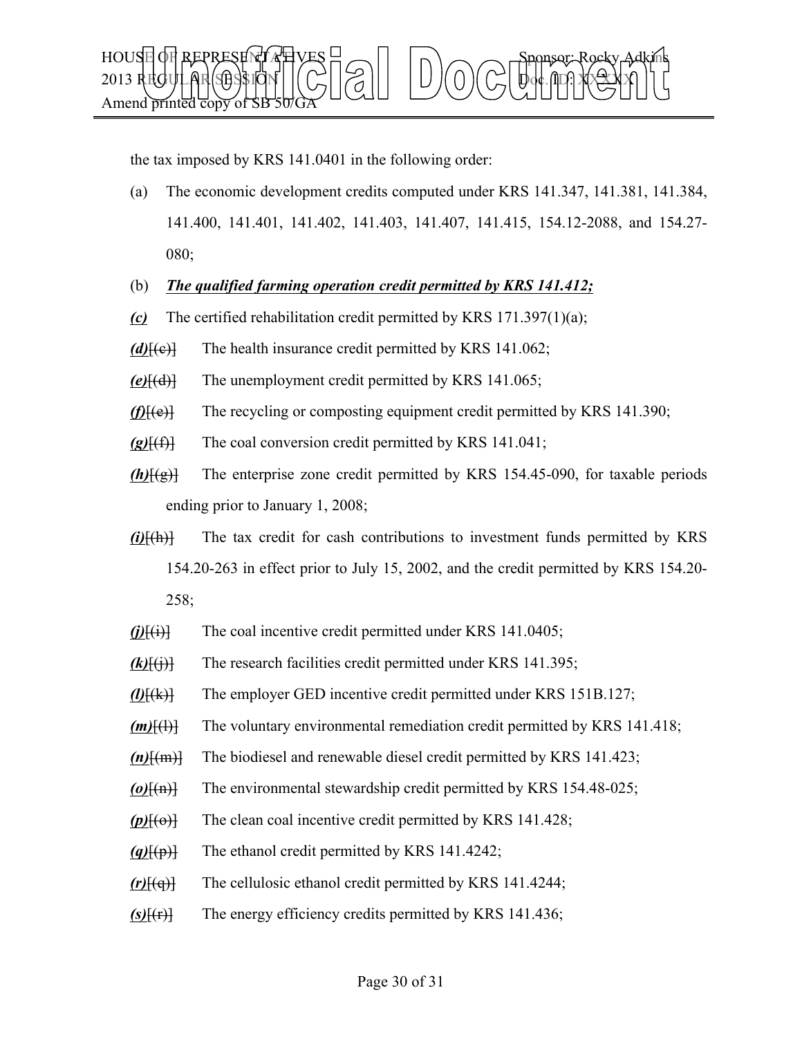the tax imposed by KRS 141.0401 in the following order:

(a) The economic development credits computed under KRS 141.347, 141.381, 141.384, 141.400, 141.401, 141.402, 141.403, 141.407, 141.415, 154.12-2088, and 154.27-080;

(b) ***The qualified farming operation credit permitted by KRS 141.412;***

***(c)*** The certified rehabilitation credit permitted by KRS 171.397(1)(a);

***(d)***[(c)] The health insurance credit permitted by KRS 141.062;

***(e)***[(d)] The unemployment credit permitted by KRS 141.065;

***(f)***[(e)] The recycling or composting equipment credit permitted by KRS 141.390;

***(g)***[(f)] The coal conversion credit permitted by KRS 141.041;

***(h)***[(g)] The enterprise zone credit permitted by KRS 154.45-090, for taxable periods ending prior to January 1, 2008;

***(i)***[(h)] The tax credit for cash contributions to investment funds permitted by KRS 154.20-263 in effect prior to July 15, 2002, and the credit permitted by KRS 154.20-258;

***(j)***[(i)] The coal incentive credit permitted under KRS 141.0405;

***(k)***[(j)] The research facilities credit permitted under KRS 141.395;

***(l)***[(k)] The employer GED incentive credit permitted under KRS 151B.127;

***(m)***[(l)] The voluntary environmental remediation credit permitted by KRS 141.418;

***(n)***[(m)] The biodiesel and renewable diesel credit permitted by KRS 141.423;

***(o)***[(n)] The environmental stewardship credit permitted by KRS 154.48-025;

***(p)***[(o)] The clean coal incentive credit permitted by KRS 141.428;

***(q)***[(p)] The ethanol credit permitted by KRS 141.4242;

***(r)***[(q)] The cellulosic ethanol credit permitted by KRS 141.4244;

***(s)***[(r)] The energy efficiency credits permitted by KRS 141.436;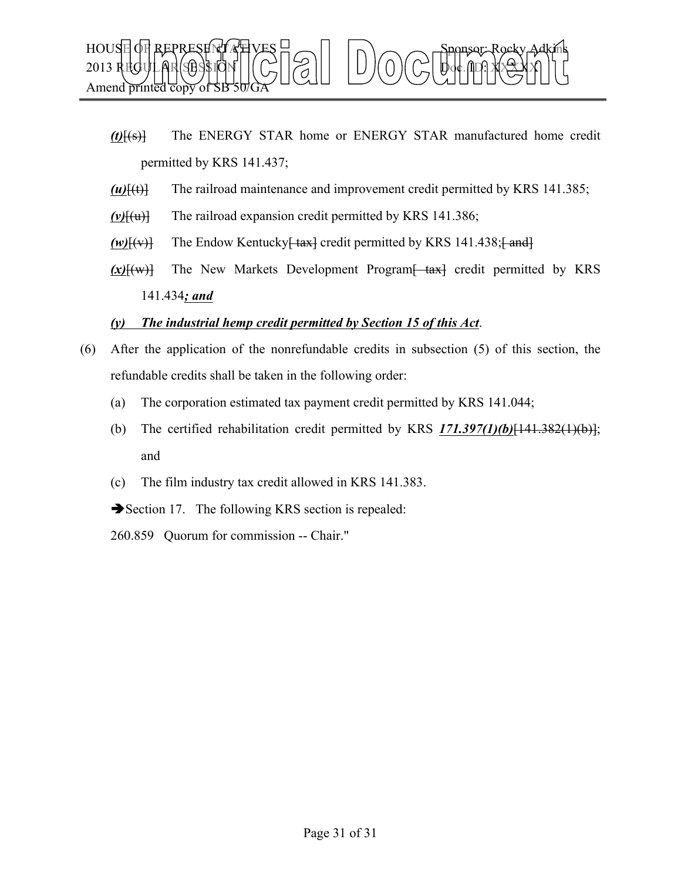*(t)*[(s)] The ENERGY STAR home or ENERGY STAR manufactured home credit permitted by KRS 141.437;

*(u)*[(t)] The railroad maintenance and improvement credit permitted by KRS 141.385;

*(v)*[(u)] The railroad expansion credit permitted by KRS 141.386;

*(w)*[(v)] The Endow Kentucky[ tax] credit permitted by KRS 141.438;[ and]

*(x)*[(w)] The New Markets Development Program[ tax] credit permitted by KRS 141.434***; and***

***(y) The industrial hemp credit permitted by Section 15 of this Act***.

(6) After the application of the nonrefundable credits in subsection (5) of this section, the refundable credits shall be taken in the following order:

(a) The corporation estimated tax payment credit permitted by KRS 141.044;

(b) The certified rehabilitation credit permitted by KRS ***171.397(1)(b)***[141.382(1)(b)]; and

(c) The film industry tax credit allowed in KRS 141.383.

➔Section 17. The following KRS section is repealed:

260.859 Quorum for commission -- Chair."